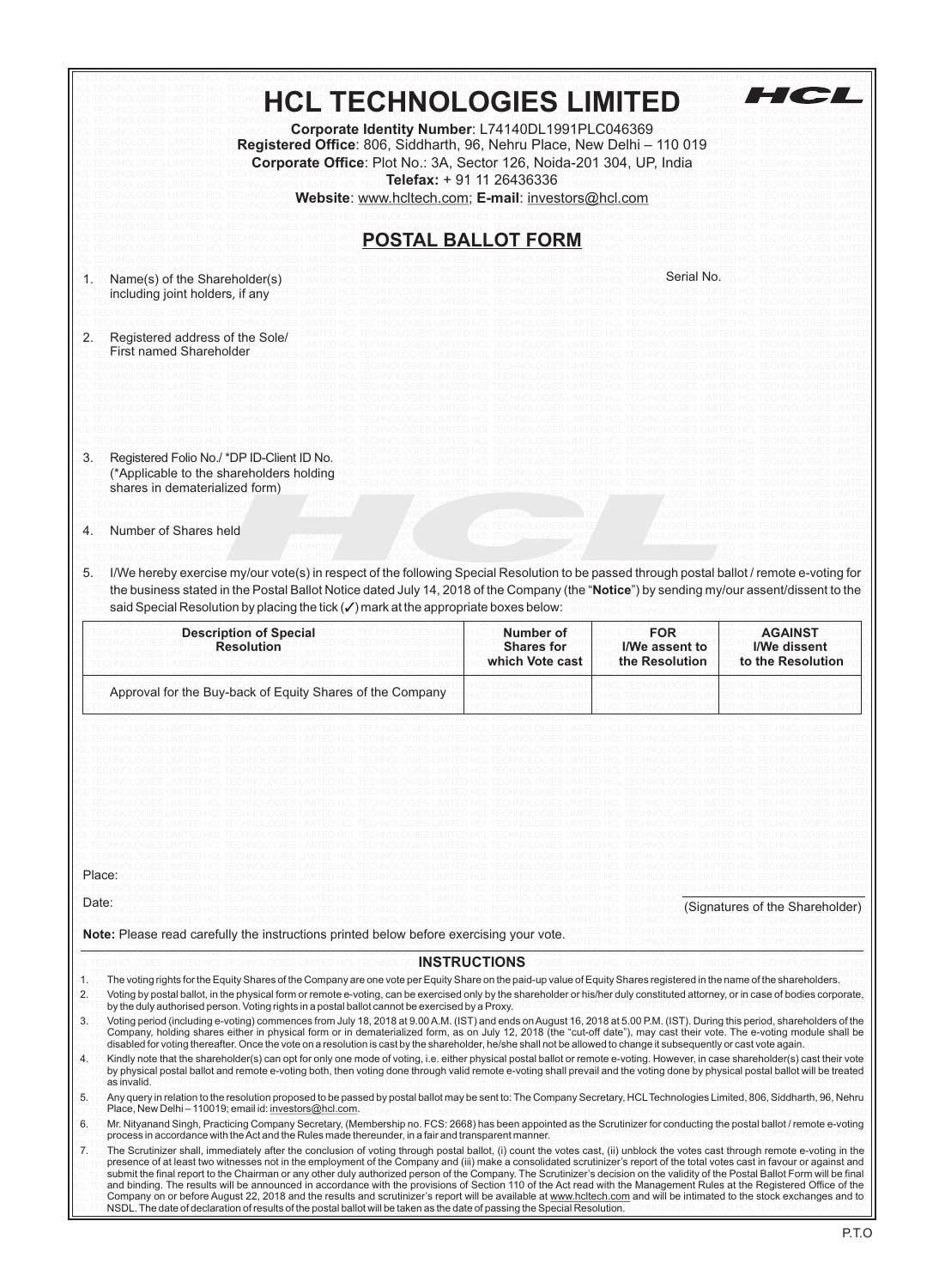# HCL TECHNOLOGIES LIMITED

**Corporate Identity Number**: L74140DL1991PLC046369
**Registered Office**: 806, Siddharth, 96, Nehru Place, New Delhi – 110 019
**Corporate Office**: Plot No.: 3A, Sector 126, Noida-201 304, UP, India
**Telefax:** + 91 11 26436336
**Website**: www.hcltech.com; **E-mail**: investors@hcl.com

## POSTAL BALLOT FORM

Serial No.

1. Name(s) of the Shareholder(s) including joint holders, if any

2. Registered address of the Sole/ First named Shareholder

3. Registered Folio No./ *DP ID-Client ID No. (*Applicable to the shareholders holding shares in dematerialized form)

4. Number of Shares held

5. I/We hereby exercise my/our vote(s) in respect of the following Special Resolution to be passed through postal ballot / remote e-voting for the business stated in the Postal Ballot Notice dated July 14, 2018 of the Company (the "**Notice**") by sending my/our assent/dissent to the said Special Resolution by placing the tick (✓) mark at the appropriate boxes below:

| Description of Special Resolution | Number of Shares for which Vote cast | FOR I/We assent to the Resolution | AGAINST I/We dissent to the Resolution |
|---|---|---|---|
| Approval for the Buy-back of Equity Shares of the Company | | | |

Place:

Date:

(Signatures of the Shareholder)

**Note:** Please read carefully the instructions printed below before exercising your vote.

### INSTRUCTIONS

1. The voting rights for the Equity Shares of the Company are one vote per Equity Share on the paid-up value of Equity Shares registered in the name of the shareholders.
2. Voting by postal ballot, in the physical form or remote e-voting, can be exercised only by the shareholder or his/her duly constituted attorney, or in case of bodies corporate, by the duly authorised person. Voting rights in a postal ballot cannot be exercised by a Proxy.
3. Voting period (including e-voting) commences from July 18, 2018 at 9.00 A.M. (IST) and ends on August 16, 2018 at 5.00 P.M. (IST). During this period, shareholders of the Company, holding shares either in physical form or in dematerialized form, as on July 12, 2018 (the "cut-off date"), may cast their vote. The e-voting module shall be disabled for voting thereafter. Once the vote on a resolution is cast by the shareholder, he/she shall not be allowed to change it subsequently or cast vote again.
4. Kindly note that the shareholder(s) can opt for only one mode of voting, i.e. either physical postal ballot or remote e-voting. However, in case shareholder(s) cast their vote by physical postal ballot and remote e-voting both, then voting done through valid remote e-voting shall prevail and the voting done by physical postal ballot will be treated as invalid.
5. Any query in relation to the resolution proposed to be passed by postal ballot may be sent to: The Company Secretary, HCL Technologies Limited, 806, Siddharth, 96, Nehru Place, New Delhi – 110019; email id: investors@hcl.com.
6. Mr. Nityanand Singh, Practicing Company Secretary, (Membership no. FCS: 2668) has been appointed as the Scrutinizer for conducting the postal ballot / remote e-voting process in accordance with the Act and the Rules made thereunder, in a fair and transparent manner.
7. The Scrutinizer shall, immediately after the conclusion of voting through postal ballot, (i) count the votes cast, (ii) unblock the votes cast through remote e-voting in the presence of at least two witnesses not in the employment of the Company and (iii) make a consolidated scrutinizer's report of the total votes cast in favour or against and submit the final report to the Chairman or any other duly authorized person of the Company. The Scrutinizer's decision on the validity of the Postal Ballot Form will be final and binding. The results will be announced in accordance with the provisions of Section 110 of the Act read with the Management Rules at the Registered Office of the Company on or before August 22, 2018 and the results and scrutinizer's report will be available at www.hcltech.com and will be intimated to the stock exchanges and to NSDL. The date of declaration of results of the postal ballot will be taken as the date of passing the Special Resolution.

P.T.O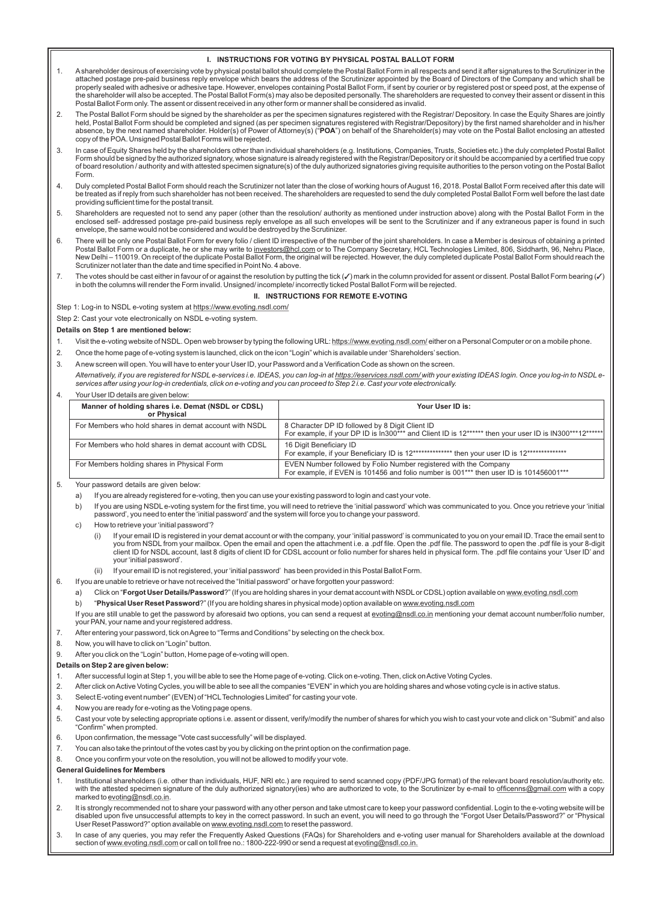## I. INSTRUCTIONS FOR VOTING BY PHYSICAL POSTAL BALLOT FORM

1. A shareholder desirous of exercising vote by physical postal ballot should complete the Postal Ballot Form in all respects and send it after signatures to the Scrutinizer in the attached postage pre-paid business reply envelope which bears the address of the Scrutinizer appointed by the Board of Directors of the Company and which shall be properly sealed with adhesive or adhesive tape. However, envelopes containing Postal Ballot Form, if sent by courier or by registered post or speed post, at the expense of the shareholder will also be accepted. The Postal Ballot Form(s) may also be deposited personally. The shareholders are requested to convey their assent or dissent in this Postal Ballot Form only. The assent or dissent received in any other form or manner shall be considered as invalid.
2. The Postal Ballot Form should be signed by the shareholder as per the specimen signatures registered with the Registrar/ Depository. In case the Equity Shares are jointly held, Postal Ballot Form should be completed and signed (as per specimen signatures registered with Registrar/Depository) by the first named shareholder and in his/her absence, by the next named shareholder. Holder(s) of Power of Attorney(s) ("**POA**") on behalf of the Shareholder(s) may vote on the Postal Ballot enclosing an attested copy of the POA. Unsigned Postal Ballot Forms will be rejected.
3. In case of Equity Shares held by the shareholders other than individual shareholders (e.g. Institutions, Companies, Trusts, Societies etc.) the duly completed Postal Ballot Form should be signed by the authorized signatory, whose signature is already registered with the Registrar/Depository or it should be accompanied by a certified true copy of board resolution / authority and with attested specimen signature(s) of the duly authorized signatories giving requisite authorities to the person voting on the Postal Ballot Form.
4. Duly completed Postal Ballot Form should reach the Scrutinizer not later than the close of working hours of August 16, 2018. Postal Ballot Form received after this date will be treated as if reply from such shareholder has not been received. The shareholders are requested to send the duly completed Postal Ballot Form well before the last date providing sufficient time for the postal transit.
5. Shareholders are requested not to send any paper (other than the resolution/ authority as mentioned under instruction above) along with the Postal Ballot Form in the enclosed self- addressed postage pre-paid business reply envelope as all such envelopes will be sent to the Scrutinizer and if any extraneous paper is found in such envelope, the same would not be considered and would be destroyed by the Scrutinizer.
6. There will be only one Postal Ballot Form for every folio / client ID irrespective of the number of the joint shareholders. In case a Member is desirous of obtaining a printed Postal Ballot Form or a duplicate, he or she may write to investors@hcl.com or to The Company Secretary, HCL Technologies Limited, 806, Siddharth, 96, Nehru Place, New Delhi – 110019. On receipt of the duplicate Postal Ballot Form, the original will be rejected. However, the duly completed duplicate Postal Ballot Form should reach the Scrutinizer not later than the date and time specified in Point No. 4 above.
7. The votes should be cast either in favour of or against the resolution by putting the tick (✓) mark in the column provided for assent or dissent. Postal Ballot Form bearing (✓) in both the columns will render the Form invalid. Unsigned/ incomplete/ incorrectly ticked Postal Ballot Form will be rejected.

## II. INSTRUCTIONS FOR REMOTE E-VOTING

Step 1: Log-in to NSDL e-voting system at https://www.evoting.nsdl.com/

Step 2: Cast your vote electronically on NSDL e-voting system.

**Details on Step 1 are mentioned below:**

1. Visit the e-voting website of NSDL. Open web browser by typing the following URL: https://www.evoting.nsdl.com/ either on a Personal Computer or on a mobile phone.
2. Once the home page of e-voting system is launched, click on the icon "Login" which is available under 'Shareholders' section.
3. A new screen will open. You will have to enter your User ID, your Password and a Verification Code as shown on the screen.

   *Alternatively, if you are registered for NSDL e-services i.e. IDEAS, you can log-in at https://eservices.nsdl.com/ with your existing IDEAS login. Once you log-in to NSDL e-services after using your log-in credentials, click on e-voting and you can proceed to Step 2 i.e. Cast your vote electronically.*
4. Your User ID details are given below:

| Manner of holding shares i.e. Demat (NSDL or CDSL) or Physical | Your User ID is: |
|---|---|
| For Members who hold shares in demat account with NSDL | 8 Character DP ID followed by 8 Digit Client ID<br>For example, if your DP ID is In300*** and Client ID is 12****** then your user ID is IN300***12****** |
| For Members who hold shares in demat account with CDSL | 16 Digit Beneficiary ID<br>For example, if your Beneficiary ID is 12************** then your user ID is 12************** |
| For Members holding shares in Physical Form | EVEN Number followed by Folio Number registered with the Company<br>For example, if EVEN is 101456 and folio number is 001*** then user ID is 101456001*** |

5. Your password details are given below:
   a) If you are already registered for e-voting, then you can use your existing password to login and cast your vote.
   b) If you are using NSDL e-voting system for the first time, you will need to retrieve the 'initial password' which was communicated to you. Once you retrieve your 'initial password', you need to enter the 'initial password' and the system will force you to change your password.
   c) How to retrieve your 'initial password'?
      (i) If your email ID is registered in your demat account or with the company, your 'initial password' is communicated to you on your email ID. Trace the email sent to you from NSDL from your mailbox. Open the email and open the attachment i.e. a .pdf file. Open the .pdf file. The password to open the .pdf file is your 8-digit client ID for NSDL account, last 8 digits of client ID for CDSL account or folio number for shares held in physical form. The .pdf file contains your 'User ID' and your 'initial password'.
      (ii) If your email ID is not registered, your 'initial password' has been provided in this Postal Ballot Form.
6. If you are unable to retrieve or have not received the "Initial password" or have forgotten your password:
   a) Click on "**Forgot User Details/Password**?" (If you are holding shares in your demat account with NSDL or CDSL) option available on www.evoting.nsdl.com
   b) "**Physical User Reset Password**?" (If you are holding shares in physical mode) option available on www.evoting.nsdl.com

   If you are still unable to get the password by aforesaid two options, you can send a request at evoting@nsdl.co.in mentioning your demat account number/folio number, your PAN, your name and your registered address.
7. After entering your password, tick on Agree to "Terms and Conditions" by selecting on the check box.
8. Now, you will have to click on "Login" button.
9. After you click on the "Login" button, Home page of e-voting will open.

**Details on Step 2 are given below:**

1. After successful login at Step 1, you will be able to see the Home page of e-voting. Click on e-voting. Then, click on Active Voting Cycles.
2. After click on Active Voting Cycles, you will be able to see all the companies "EVEN" in which you are holding shares and whose voting cycle is in active status.
3. Select E-voting event number" (EVEN) of "HCL Technologies Limited" for casting your vote.
4. Now you are ready for e-voting as the Voting page opens.
5. Cast your vote by selecting appropriate options i.e. assent or dissent, verify/modify the number of shares for which you wish to cast your vote and click on "Submit" and also "Confirm" when prompted.
6. Upon confirmation, the message "Vote cast successfully" will be displayed.
7. You can also take the printout of the votes cast by you by clicking on the print option on the confirmation page.
8. Once you confirm your vote on the resolution, you will not be allowed to modify your vote.

**General Guidelines for Members**

1. Institutional shareholders (i.e. other than individuals, HUF, NRI etc.) are required to send scanned copy (PDF/JPG format) of the relevant board resolution/authority etc. with the attested specimen signature of the duly authorized signatory(ies) who are authorized to vote, to the Scrutinizer by e-mail to officenns@gmail.com with a copy marked to evoting@nsdl.co.in.
2. It is strongly recommended not to share your password with any other person and take utmost care to keep your password confidential. Login to the e-voting website will be disabled upon five unsuccessful attempts to key in the correct password. In such an event, you will need to go through the "Forgot User Details/Password?" or "Physical User Reset Password?" option available on www.evoting.nsdl.com to reset the password.
3. In case of any queries, you may refer the Frequently Asked Questions (FAQs) for Shareholders and e-voting user manual for Shareholders available at the download section of www.evoting.nsdl.com or call on toll free no.: 1800-222-990 or send a request at evoting@nsdl.co.in.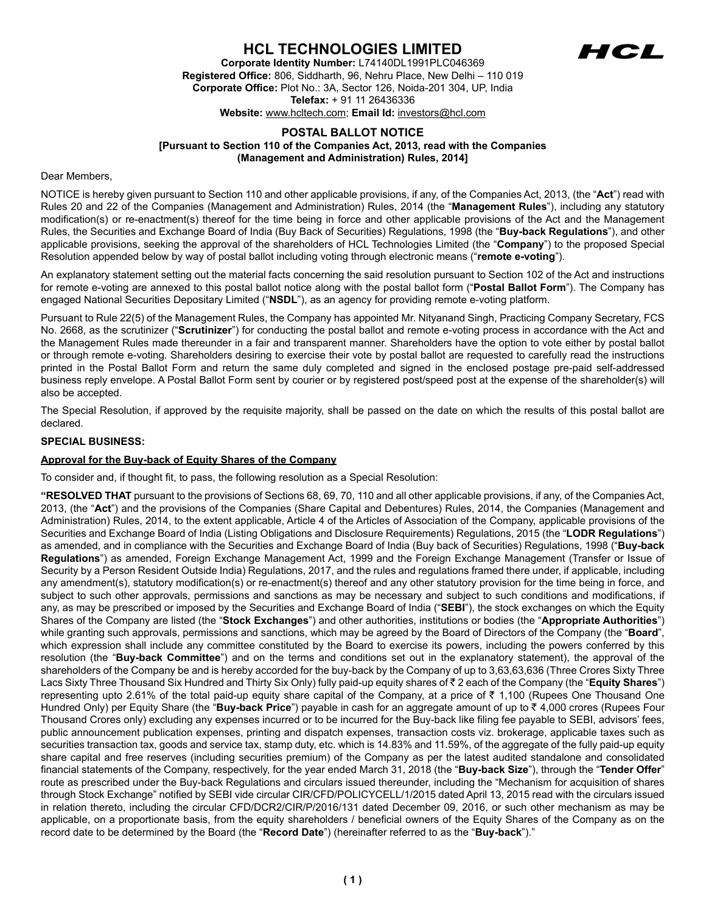# HCL TECHNOLOGIES LIMITED

**Corporate Identity Number:** L74140DL1991PLC046369
**Registered Office:** 806, Siddharth, 96, Nehru Place, New Delhi – 110 019
**Corporate Office:** Plot No.: 3A, Sector 126, Noida-201 304, UP, India
**Telefax:** + 91 11 26436336
**Website:** www.hcltech.com; **Email Id:** investors@hcl.com

## POSTAL BALLOT NOTICE

**[Pursuant to Section 110 of the Companies Act, 2013, read with the Companies (Management and Administration) Rules, 2014]**

Dear Members,

NOTICE is hereby given pursuant to Section 110 and other applicable provisions, if any, of the Companies Act, 2013, (the "**Act**") read with Rules 20 and 22 of the Companies (Management and Administration) Rules, 2014 (the "**Management Rules**"), including any statutory modification(s) or re-enactment(s) thereof for the time being in force and other applicable provisions of the Act and the Management Rules, the Securities and Exchange Board of India (Buy Back of Securities) Regulations, 1998 (the "**Buy-back Regulations**"), and other applicable provisions, seeking the approval of the shareholders of HCL Technologies Limited (the "**Company**") to the proposed Special Resolution appended below by way of postal ballot including voting through electronic means ("**remote e-voting**").

An explanatory statement setting out the material facts concerning the said resolution pursuant to Section 102 of the Act and instructions for remote e-voting are annexed to this postal ballot notice along with the postal ballot form ("**Postal Ballot Form**"). The Company has engaged National Securities Depositary Limited ("**NSDL**"), as an agency for providing remote e-voting platform.

Pursuant to Rule 22(5) of the Management Rules, the Company has appointed Mr. Nityanand Singh, Practicing Company Secretary, FCS No. 2668, as the scrutinizer ("**Scrutinizer**") for conducting the postal ballot and remote e-voting process in accordance with the Act and the Management Rules made thereunder in a fair and transparent manner. Shareholders have the option to vote either by postal ballot or through remote e-voting. Shareholders desiring to exercise their vote by postal ballot are requested to carefully read the instructions printed in the Postal Ballot Form and return the same duly completed and signed in the enclosed postage pre-paid self-addressed business reply envelope. A Postal Ballot Form sent by courier or by registered post/speed post at the expense of the shareholder(s) will also be accepted.

The Special Resolution, if approved by the requisite majority, shall be passed on the date on which the results of this postal ballot are declared.

**SPECIAL BUSINESS:**

**Approval for the Buy-back of Equity Shares of the Company**

To consider and, if thought fit, to pass, the following resolution as a Special Resolution:

**"RESOLVED THAT** pursuant to the provisions of Sections 68, 69, 70, 110 and all other applicable provisions, if any, of the Companies Act, 2013, (the "**Act**") and the provisions of the Companies (Share Capital and Debentures) Rules, 2014, the Companies (Management and Administration) Rules, 2014, to the extent applicable, Article 4 of the Articles of Association of the Company, applicable provisions of the Securities and Exchange Board of India (Listing Obligations and Disclosure Requirements) Regulations, 2015 (the "**LODR Regulations**") as amended, and in compliance with the Securities and Exchange Board of India (Buy back of Securities) Regulations, 1998 ("**Buy-back Regulations**") as amended, Foreign Exchange Management Act, 1999 and the Foreign Exchange Management (Transfer or Issue of Security by a Person Resident Outside India) Regulations, 2017, and the rules and regulations framed there under, if applicable, including any amendment(s), statutory modification(s) or re-enactment(s) thereof and any other statutory provision for the time being in force, and subject to such other approvals, permissions and sanctions as may be necessary and subject to such conditions and modifications, if any, as may be prescribed or imposed by the Securities and Exchange Board of India ("**SEBI**"), the stock exchanges on which the Equity Shares of the Company are listed (the "**Stock Exchanges**") and other authorities, institutions or bodies (the "**Appropriate Authorities**") while granting such approvals, permissions and sanctions, which may be agreed by the Board of Directors of the Company (the "**Board**", which expression shall include any committee constituted by the Board to exercise its powers, including the powers conferred by this resolution (the "**Buy-back Committee**") and on the terms and conditions set out in the explanatory statement), the approval of the shareholders of the Company be and is hereby accorded for the buy-back by the Company of up to 3,63,63,636 (Three Crores Sixty Three Lacs Sixty Three Thousand Six Hundred and Thirty Six Only) fully paid-up equity shares of ₹ 2 each of the Company (the "**Equity Shares**") representing upto 2.61% of the total paid-up equity share capital of the Company, at a price of ₹ 1,100 (Rupees One Thousand One Hundred Only) per Equity Share (the "**Buy-back Price**") payable in cash for an aggregate amount of up to ₹ 4,000 crores (Rupees Four Thousand Crores only) excluding any expenses incurred or to be incurred for the Buy-back like filing fee payable to SEBI, advisors' fees, public announcement publication expenses, printing and dispatch expenses, transaction costs viz. brokerage, applicable taxes such as securities transaction tax, goods and service tax, stamp duty, etc. which is 14.83% and 11.59%, of the aggregate of the fully paid-up equity share capital and free reserves (including securities premium) of the Company as per the latest audited standalone and consolidated financial statements of the Company, respectively, for the year ended March 31, 2018 (the "**Buy-back Size**"), through the "**Tender Offer**" route as prescribed under the Buy-back Regulations and circulars issued thereunder, including the "Mechanism for acquisition of shares through Stock Exchange" notified by SEBI vide circular CIR/CFD/POLICYCELL/1/2015 dated April 13, 2015 read with the circulars issued in relation thereto, including the circular CFD/DCR2/CIR/P/2016/131 dated December 09, 2016, or such other mechanism as may be applicable, on a proportionate basis, from the equity shareholders / beneficial owners of the Equity Shares of the Company as on the record date to be determined by the Board (the "**Record Date**") (hereinafter referred to as the "**Buy-back**")."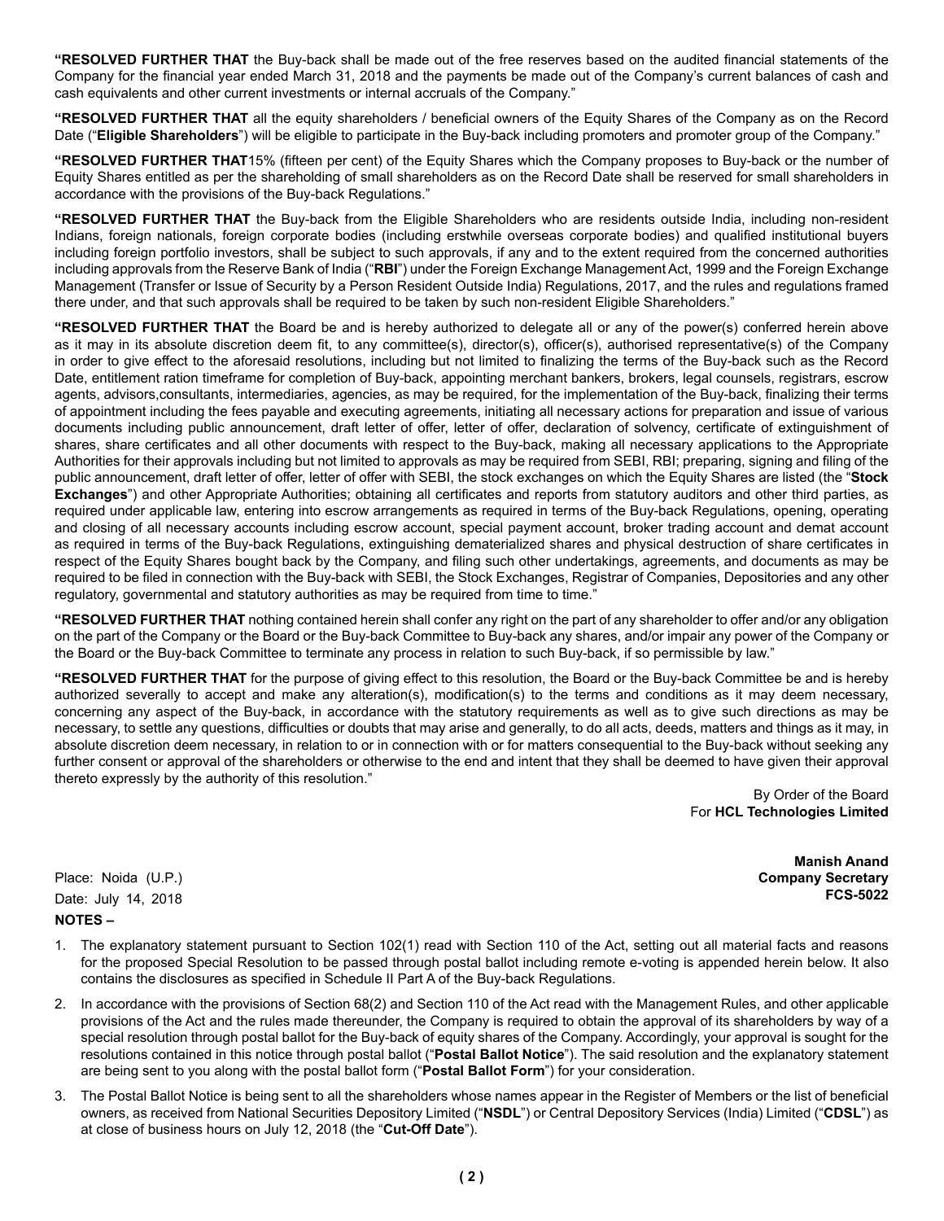**"RESOLVED FURTHER THAT** the Buy-back shall be made out of the free reserves based on the audited financial statements of the Company for the financial year ended March 31, 2018 and the payments be made out of the Company's current balances of cash and cash equivalents and other current investments or internal accruals of the Company."

**"RESOLVED FURTHER THAT** all the equity shareholders / beneficial owners of the Equity Shares of the Company as on the Record Date ("**Eligible Shareholders**") will be eligible to participate in the Buy-back including promoters and promoter group of the Company."

**"RESOLVED FURTHER THAT**15% (fifteen per cent) of the Equity Shares which the Company proposes to Buy-back or the number of Equity Shares entitled as per the shareholding of small shareholders as on the Record Date shall be reserved for small shareholders in accordance with the provisions of the Buy-back Regulations."

**"RESOLVED FURTHER THAT** the Buy-back from the Eligible Shareholders who are residents outside India, including non-resident Indians, foreign nationals, foreign corporate bodies (including erstwhile overseas corporate bodies) and qualified institutional buyers including foreign portfolio investors, shall be subject to such approvals, if any and to the extent required from the concerned authorities including approvals from the Reserve Bank of India ("**RBI**") under the Foreign Exchange Management Act, 1999 and the Foreign Exchange Management (Transfer or Issue of Security by a Person Resident Outside India) Regulations, 2017, and the rules and regulations framed there under, and that such approvals shall be required to be taken by such non-resident Eligible Shareholders."

**"RESOLVED FURTHER THAT** the Board be and is hereby authorized to delegate all or any of the power(s) conferred herein above as it may in its absolute discretion deem fit, to any committee(s), director(s), officer(s), authorised representative(s) of the Company in order to give effect to the aforesaid resolutions, including but not limited to finalizing the terms of the Buy-back such as the Record Date, entitlement ration timeframe for completion of Buy-back, appointing merchant bankers, brokers, legal counsels, registrars, escrow agents, advisors,consultants, intermediaries, agencies, as may be required, for the implementation of the Buy-back, finalizing their terms of appointment including the fees payable and executing agreements, initiating all necessary actions for preparation and issue of various documents including public announcement, draft letter of offer, letter of offer, declaration of solvency, certificate of extinguishment of shares, share certificates and all other documents with respect to the Buy-back, making all necessary applications to the Appropriate Authorities for their approvals including but not limited to approvals as may be required from SEBI, RBI; preparing, signing and filing of the public announcement, draft letter of offer, letter of offer with SEBI, the stock exchanges on which the Equity Shares are listed (the "**Stock Exchanges**") and other Appropriate Authorities; obtaining all certificates and reports from statutory auditors and other third parties, as required under applicable law, entering into escrow arrangements as required in terms of the Buy-back Regulations, opening, operating and closing of all necessary accounts including escrow account, special payment account, broker trading account and demat account as required in terms of the Buy-back Regulations, extinguishing dematerialized shares and physical destruction of share certificates in respect of the Equity Shares bought back by the Company, and filing such other undertakings, agreements, and documents as may be required to be filed in connection with the Buy-back with SEBI, the Stock Exchanges, Registrar of Companies, Depositories and any other regulatory, governmental and statutory authorities as may be required from time to time."

**"RESOLVED FURTHER THAT** nothing contained herein shall confer any right on the part of any shareholder to offer and/or any obligation on the part of the Company or the Board or the Buy-back Committee to Buy-back any shares, and/or impair any power of the Company or the Board or the Buy-back Committee to terminate any process in relation to such Buy-back, if so permissible by law."

**"RESOLVED FURTHER THAT** for the purpose of giving effect to this resolution, the Board or the Buy-back Committee be and is hereby authorized severally to accept and make any alteration(s), modification(s) to the terms and conditions as it may deem necessary, concerning any aspect of the Buy-back, in accordance with the statutory requirements as well as to give such directions as may be necessary, to settle any questions, difficulties or doubts that may arise and generally, to do all acts, deeds, matters and things as it may, in absolute discretion deem necessary, in relation to or in connection with or for matters consequential to the Buy-back without seeking any further consent or approval of the shareholders or otherwise to the end and intent that they shall be deemed to have given their approval thereto expressly by the authority of this resolution."

By Order of the Board
For **HCL Technologies Limited**

**Manish Anand**
**Company Secretary**
**FCS-5022**

Place: Noida (U.P.)
Date: July 14, 2018

**NOTES –**

1. The explanatory statement pursuant to Section 102(1) read with Section 110 of the Act, setting out all material facts and reasons for the proposed Special Resolution to be passed through postal ballot including remote e-voting is appended herein below. It also contains the disclosures as specified in Schedule II Part A of the Buy-back Regulations.
2. In accordance with the provisions of Section 68(2) and Section 110 of the Act read with the Management Rules, and other applicable provisions of the Act and the rules made thereunder, the Company is required to obtain the approval of its shareholders by way of a special resolution through postal ballot for the Buy-back of equity shares of the Company. Accordingly, your approval is sought for the resolutions contained in this notice through postal ballot ("**Postal Ballot Notice**"). The said resolution and the explanatory statement are being sent to you along with the postal ballot form ("**Postal Ballot Form**") for your consideration.
3. The Postal Ballot Notice is being sent to all the shareholders whose names appear in the Register of Members or the list of beneficial owners, as received from National Securities Depository Limited ("**NSDL**") or Central Depository Services (India) Limited ("**CDSL**") as at close of business hours on July 12, 2018 (the "**Cut-Off Date**").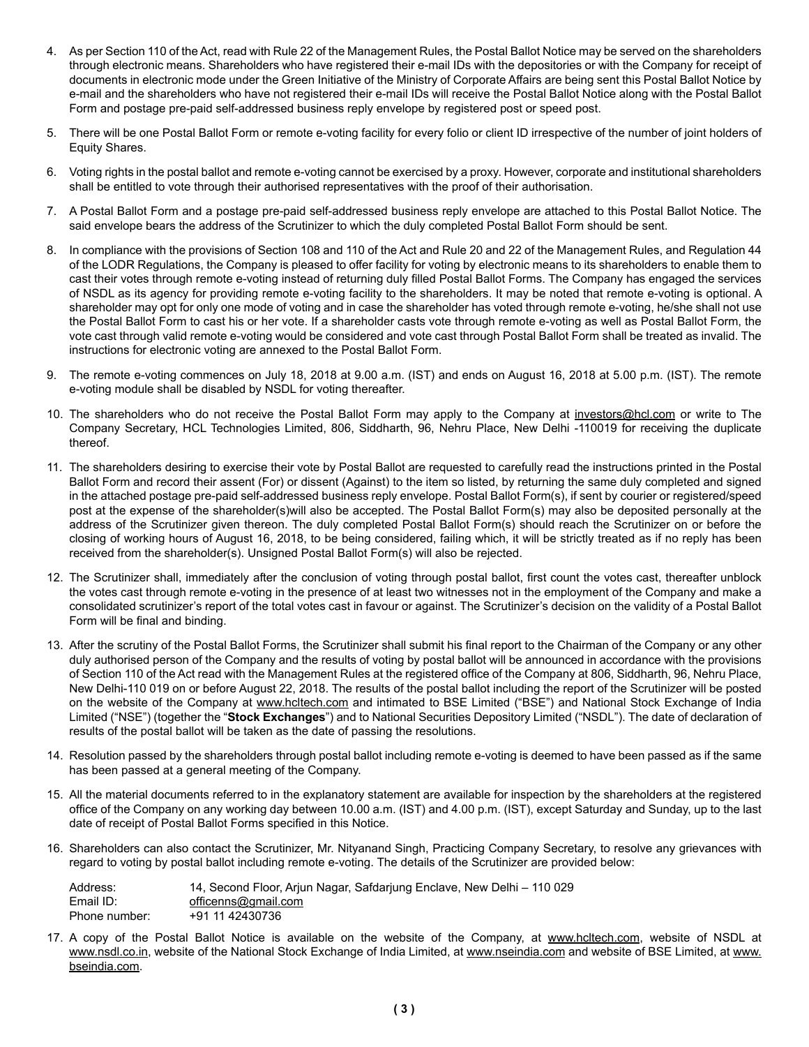4. As per Section 110 of the Act, read with Rule 22 of the Management Rules, the Postal Ballot Notice may be served on the shareholders through electronic means. Shareholders who have registered their e-mail IDs with the depositories or with the Company for receipt of documents in electronic mode under the Green Initiative of the Ministry of Corporate Affairs are being sent this Postal Ballot Notice by e-mail and the shareholders who have not registered their e-mail IDs will receive the Postal Ballot Notice along with the Postal Ballot Form and postage pre-paid self-addressed business reply envelope by registered post or speed post.

5. There will be one Postal Ballot Form or remote e-voting facility for every folio or client ID irrespective of the number of joint holders of Equity Shares.

6. Voting rights in the postal ballot and remote e-voting cannot be exercised by a proxy. However, corporate and institutional shareholders shall be entitled to vote through their authorised representatives with the proof of their authorisation.

7. A Postal Ballot Form and a postage pre-paid self-addressed business reply envelope are attached to this Postal Ballot Notice. The said envelope bears the address of the Scrutinizer to which the duly completed Postal Ballot Form should be sent.

8. In compliance with the provisions of Section 108 and 110 of the Act and Rule 20 and 22 of the Management Rules, and Regulation 44 of the LODR Regulations, the Company is pleased to offer facility for voting by electronic means to its shareholders to enable them to cast their votes through remote e-voting instead of returning duly filled Postal Ballot Forms. The Company has engaged the services of NSDL as its agency for providing remote e-voting facility to the shareholders. It may be noted that remote e-voting is optional. A shareholder may opt for only one mode of voting and in case the shareholder has voted through remote e-voting, he/she shall not use the Postal Ballot Form to cast his or her vote. If a shareholder casts vote through remote e-voting as well as Postal Ballot Form, the vote cast through valid remote e-voting would be considered and vote cast through Postal Ballot Form shall be treated as invalid. The instructions for electronic voting are annexed to the Postal Ballot Form.

9. The remote e-voting commences on July 18, 2018 at 9.00 a.m. (IST) and ends on August 16, 2018 at 5.00 p.m. (IST). The remote e-voting module shall be disabled by NSDL for voting thereafter.

10. The shareholders who do not receive the Postal Ballot Form may apply to the Company at investors@hcl.com or write to The Company Secretary, HCL Technologies Limited, 806, Siddharth, 96, Nehru Place, New Delhi -110019 for receiving the duplicate thereof.

11. The shareholders desiring to exercise their vote by Postal Ballot are requested to carefully read the instructions printed in the Postal Ballot Form and record their assent (For) or dissent (Against) to the item so listed, by returning the same duly completed and signed in the attached postage pre-paid self-addressed business reply envelope. Postal Ballot Form(s), if sent by courier or registered/speed post at the expense of the shareholder(s)will also be accepted. The Postal Ballot Form(s) may also be deposited personally at the address of the Scrutinizer given thereon. The duly completed Postal Ballot Form(s) should reach the Scrutinizer on or before the closing of working hours of August 16, 2018, to be being considered, failing which, it will be strictly treated as if no reply has been received from the shareholder(s). Unsigned Postal Ballot Form(s) will also be rejected.

12. The Scrutinizer shall, immediately after the conclusion of voting through postal ballot, first count the votes cast, thereafter unblock the votes cast through remote e-voting in the presence of at least two witnesses not in the employment of the Company and make a consolidated scrutinizer's report of the total votes cast in favour or against. The Scrutinizer's decision on the validity of a Postal Ballot Form will be final and binding.

13. After the scrutiny of the Postal Ballot Forms, the Scrutinizer shall submit his final report to the Chairman of the Company or any other duly authorised person of the Company and the results of voting by postal ballot will be announced in accordance with the provisions of Section 110 of the Act read with the Management Rules at the registered office of the Company at 806, Siddharth, 96, Nehru Place, New Delhi-110 019 on or before August 22, 2018. The results of the postal ballot including the report of the Scrutinizer will be posted on the website of the Company at www.hcltech.com and intimated to BSE Limited ("BSE") and National Stock Exchange of India Limited ("NSE") (together the "**Stock Exchanges**") and to National Securities Depository Limited ("NSDL"). The date of declaration of results of the postal ballot will be taken as the date of passing the resolutions.

14. Resolution passed by the shareholders through postal ballot including remote e-voting is deemed to have been passed as if the same has been passed at a general meeting of the Company.

15. All the material documents referred to in the explanatory statement are available for inspection by the shareholders at the registered office of the Company on any working day between 10.00 a.m. (IST) and 4.00 p.m. (IST), except Saturday and Sunday, up to the last date of receipt of Postal Ballot Forms specified in this Notice.

16. Shareholders can also contact the Scrutinizer, Mr. Nityanand Singh, Practicing Company Secretary, to resolve any grievances with regard to voting by postal ballot including remote e-voting. The details of the Scrutinizer are provided below:

    Address: 14, Second Floor, Arjun Nagar, Safdarjung Enclave, New Delhi – 110 029
    Email ID: officenns@gmail.com
    Phone number: +91 11 42430736

17. A copy of the Postal Ballot Notice is available on the website of the Company, at www.hcltech.com, website of NSDL at www.nsdl.co.in, website of the National Stock Exchange of India Limited, at www.nseindia.com and website of BSE Limited, at www.bseindia.com.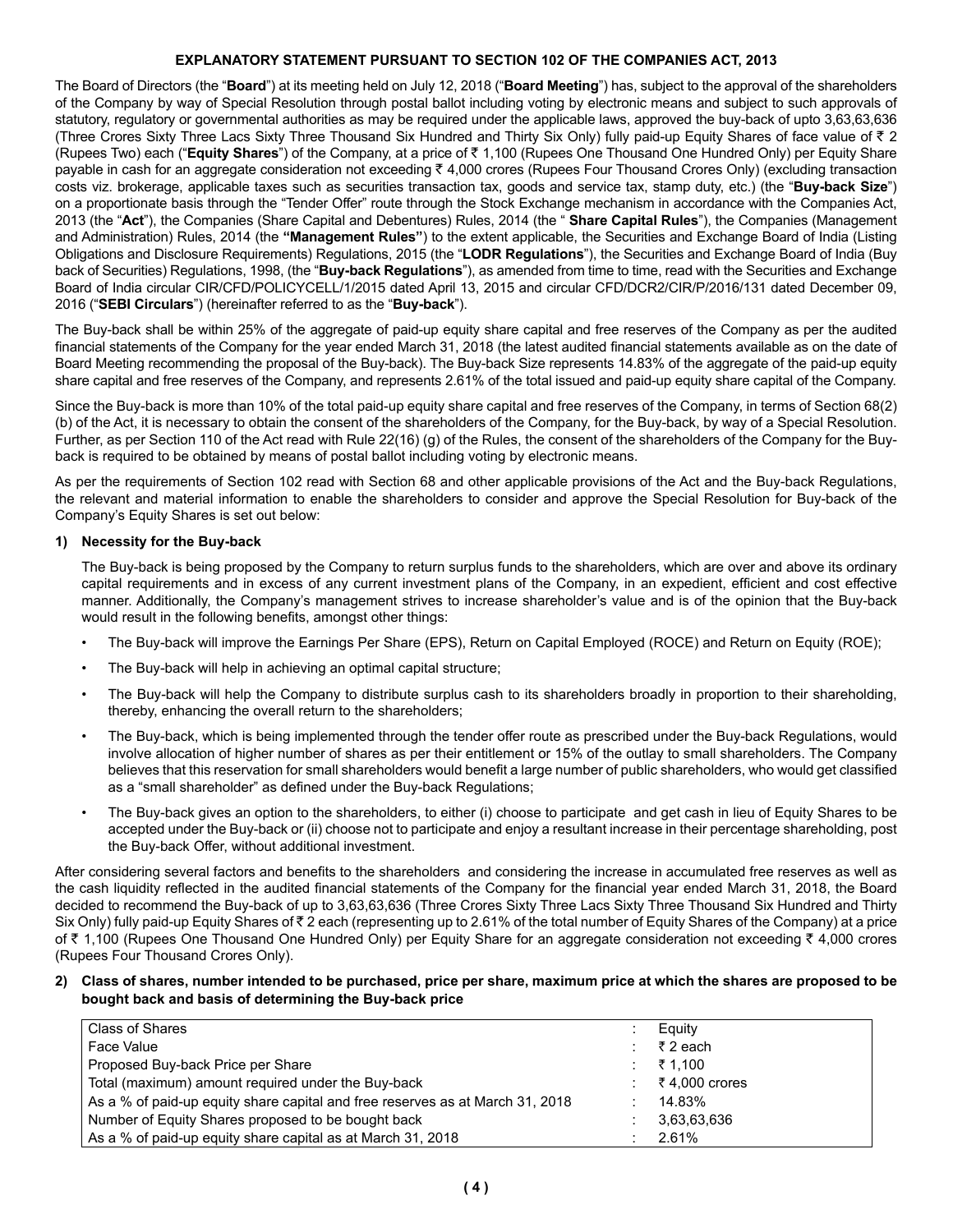## EXPLANATORY STATEMENT PURSUANT TO SECTION 102 OF THE COMPANIES ACT, 2013

The Board of Directors (the "**Board**") at its meeting held on July 12, 2018 ("**Board Meeting**") has, subject to the approval of the shareholders of the Company by way of Special Resolution through postal ballot including voting by electronic means and subject to such approvals of statutory, regulatory or governmental authorities as may be required under the applicable laws, approved the buy-back of upto 3,63,63,636 (Three Crores Sixty Three Lacs Sixty Three Thousand Six Hundred and Thirty Six Only) fully paid-up Equity Shares of face value of ₹ 2 (Rupees Two) each ("**Equity Shares**") of the Company, at a price of ₹ 1,100 (Rupees One Thousand One Hundred Only) per Equity Share payable in cash for an aggregate consideration not exceeding ₹ 4,000 crores (Rupees Four Thousand Crores Only) (excluding transaction costs viz. brokerage, applicable taxes such as securities transaction tax, goods and service tax, stamp duty, etc.) (the "**Buy-back Size**") on a proportionate basis through the "Tender Offer" route through the Stock Exchange mechanism in accordance with the Companies Act, 2013 (the "**Act**"), the Companies (Share Capital and Debentures) Rules, 2014 (the " **Share Capital Rules**"), the Companies (Management and Administration) Rules, 2014 (the **"Management Rules"**) to the extent applicable, the Securities and Exchange Board of India (Listing Obligations and Disclosure Requirements) Regulations, 2015 (the "**LODR Regulations**"), the Securities and Exchange Board of India (Buy back of Securities) Regulations, 1998, (the "**Buy-back Regulations**"), as amended from time to time, read with the Securities and Exchange Board of India circular CIR/CFD/POLICYCELL/1/2015 dated April 13, 2015 and circular CFD/DCR2/CIR/P/2016/131 dated December 09, 2016 ("**SEBI Circulars**") (hereinafter referred to as the "**Buy-back**").

The Buy-back shall be within 25% of the aggregate of paid-up equity share capital and free reserves of the Company as per the audited financial statements of the Company for the year ended March 31, 2018 (the latest audited financial statements available as on the date of Board Meeting recommending the proposal of the Buy-back). The Buy-back Size represents 14.83% of the aggregate of the paid-up equity share capital and free reserves of the Company, and represents 2.61% of the total issued and paid-up equity share capital of the Company.

Since the Buy-back is more than 10% of the total paid-up equity share capital and free reserves of the Company, in terms of Section 68(2)(b) of the Act, it is necessary to obtain the consent of the shareholders of the Company, for the Buy-back, by way of a Special Resolution. Further, as per Section 110 of the Act read with Rule 22(16) (g) of the Rules, the consent of the shareholders of the Company for the Buy-back is required to be obtained by means of postal ballot including voting by electronic means.

As per the requirements of Section 102 read with Section 68 and other applicable provisions of the Act and the Buy-back Regulations, the relevant and material information to enable the shareholders to consider and approve the Special Resolution for Buy-back of the Company's Equity Shares is set out below:

### 1) Necessity for the Buy-back

The Buy-back is being proposed by the Company to return surplus funds to the shareholders, which are over and above its ordinary capital requirements and in excess of any current investment plans of the Company, in an expedient, efficient and cost effective manner. Additionally, the Company's management strives to increase shareholder's value and is of the opinion that the Buy-back would result in the following benefits, amongst other things:

- The Buy-back will improve the Earnings Per Share (EPS), Return on Capital Employed (ROCE) and Return on Equity (ROE);
- The Buy-back will help in achieving an optimal capital structure;
- The Buy-back will help the Company to distribute surplus cash to its shareholders broadly in proportion to their shareholding, thereby, enhancing the overall return to the shareholders;
- The Buy-back, which is being implemented through the tender offer route as prescribed under the Buy-back Regulations, would involve allocation of higher number of shares as per their entitlement or 15% of the outlay to small shareholders. The Company believes that this reservation for small shareholders would benefit a large number of public shareholders, who would get classified as a "small shareholder" as defined under the Buy-back Regulations;
- The Buy-back gives an option to the shareholders, to either (i) choose to participate and get cash in lieu of Equity Shares to be accepted under the Buy-back or (ii) choose not to participate and enjoy a resultant increase in their percentage shareholding, post the Buy-back Offer, without additional investment.

After considering several factors and benefits to the shareholders and considering the increase in accumulated free reserves as well as the cash liquidity reflected in the audited financial statements of the Company for the financial year ended March 31, 2018, the Board decided to recommend the Buy-back of up to 3,63,63,636 (Three Crores Sixty Three Lacs Sixty Three Thousand Six Hundred and Thirty Six Only) fully paid-up Equity Shares of ₹ 2 each (representing up to 2.61% of the total number of Equity Shares of the Company) at a price of ₹ 1,100 (Rupees One Thousand One Hundred Only) per Equity Share for an aggregate consideration not exceeding ₹ 4,000 crores (Rupees Four Thousand Crores Only).

### 2) Class of shares, number intended to be purchased, price per share, maximum price at which the shares are proposed to be bought back and basis of determining the Buy-back price

| | | |
|---|---|---|
| Class of Shares | : | Equity |
| Face Value | : | ₹ 2 each |
| Proposed Buy-back Price per Share | : | ₹ 1,100 |
| Total (maximum) amount required under the Buy-back | : | ₹ 4,000 crores |
| As a % of paid-up equity share capital and free reserves as at March 31, 2018 | : | 14.83% |
| Number of Equity Shares proposed to be bought back | : | 3,63,63,636 |
| As a % of paid-up equity share capital as at March 31, 2018 | : | 2.61% |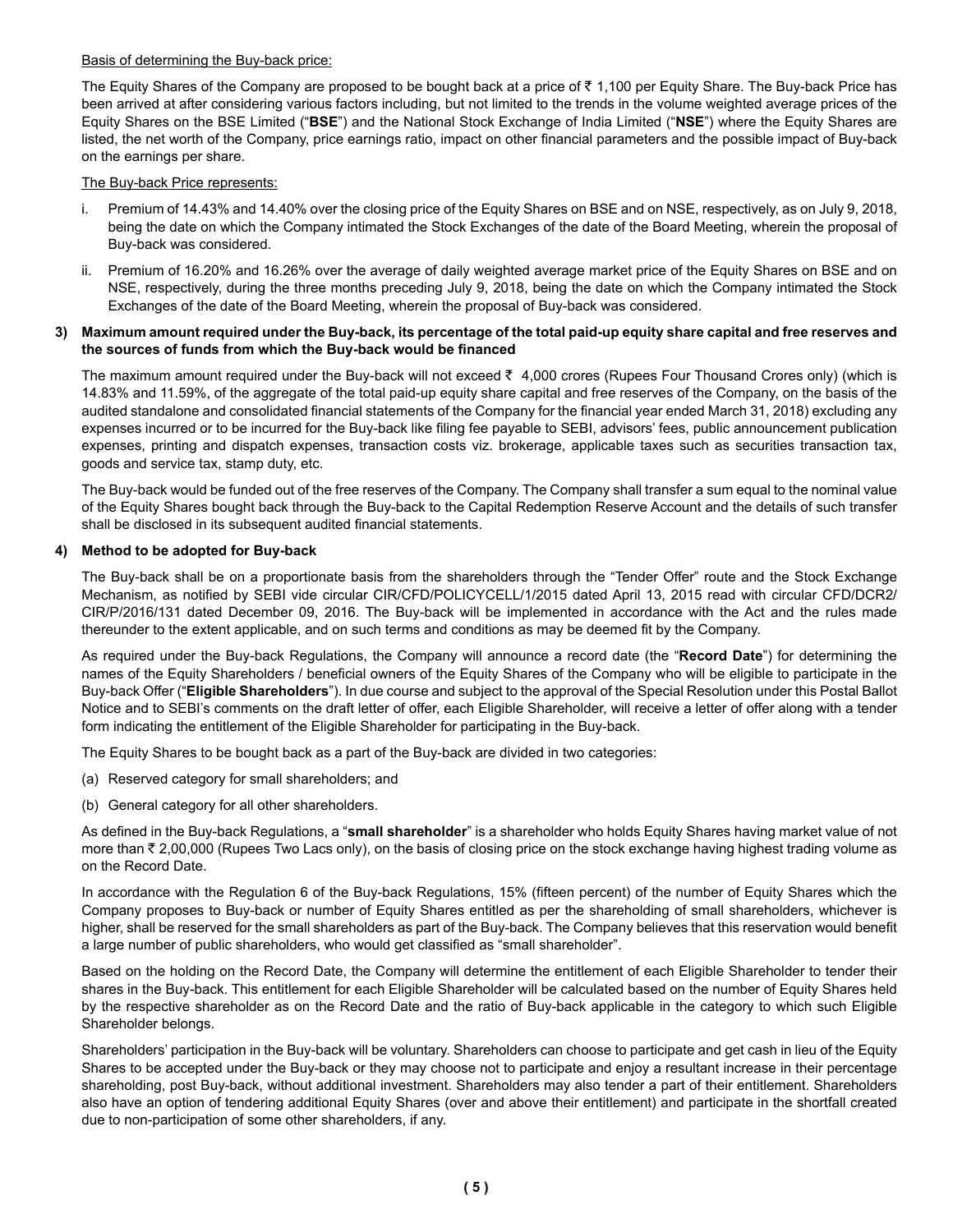Basis of determining the Buy-back price:

The Equity Shares of the Company are proposed to be bought back at a price of ₹ 1,100 per Equity Share. The Buy-back Price has been arrived at after considering various factors including, but not limited to the trends in the volume weighted average prices of the Equity Shares on the BSE Limited ("**BSE**") and the National Stock Exchange of India Limited ("**NSE**") where the Equity Shares are listed, the net worth of the Company, price earnings ratio, impact on other financial parameters and the possible impact of Buy-back on the earnings per share.

The Buy-back Price represents:

i. Premium of 14.43% and 14.40% over the closing price of the Equity Shares on BSE and on NSE, respectively, as on July 9, 2018, being the date on which the Company intimated the Stock Exchanges of the date of the Board Meeting, wherein the proposal of Buy-back was considered.

ii. Premium of 16.20% and 16.26% over the average of daily weighted average market price of the Equity Shares on BSE and on NSE, respectively, during the three months preceding July 9, 2018, being the date on which the Company intimated the Stock Exchanges of the date of the Board Meeting, wherein the proposal of Buy-back was considered.

**3) Maximum amount required under the Buy-back, its percentage of the total paid-up equity share capital and free reserves and the sources of funds from which the Buy-back would be financed**

The maximum amount required under the Buy-back will not exceed ₹ 4,000 crores (Rupees Four Thousand Crores only) (which is 14.83% and 11.59%, of the aggregate of the total paid-up equity share capital and free reserves of the Company, on the basis of the audited standalone and consolidated financial statements of the Company for the financial year ended March 31, 2018) excluding any expenses incurred or to be incurred for the Buy-back like filing fee payable to SEBI, advisors' fees, public announcement publication expenses, printing and dispatch expenses, transaction costs viz. brokerage, applicable taxes such as securities transaction tax, goods and service tax, stamp duty, etc.

The Buy-back would be funded out of the free reserves of the Company. The Company shall transfer a sum equal to the nominal value of the Equity Shares bought back through the Buy-back to the Capital Redemption Reserve Account and the details of such transfer shall be disclosed in its subsequent audited financial statements.

**4) Method to be adopted for Buy-back**

The Buy-back shall be on a proportionate basis from the shareholders through the "Tender Offer" route and the Stock Exchange Mechanism, as notified by SEBI vide circular CIR/CFD/POLICYCELL/1/2015 dated April 13, 2015 read with circular CFD/DCR2/CIR/P/2016/131 dated December 09, 2016. The Buy-back will be implemented in accordance with the Act and the rules made thereunder to the extent applicable, and on such terms and conditions as may be deemed fit by the Company.

As required under the Buy-back Regulations, the Company will announce a record date (the "**Record Date**") for determining the names of the Equity Shareholders / beneficial owners of the Equity Shares of the Company who will be eligible to participate in the Buy-back Offer ("**Eligible Shareholders**"). In due course and subject to the approval of the Special Resolution under this Postal Ballot Notice and to SEBI's comments on the draft letter of offer, each Eligible Shareholder, will receive a letter of offer along with a tender form indicating the entitlement of the Eligible Shareholder for participating in the Buy-back.

The Equity Shares to be bought back as a part of the Buy-back are divided in two categories:

(a) Reserved category for small shareholders; and

(b) General category for all other shareholders.

As defined in the Buy-back Regulations, a "**small shareholder**" is a shareholder who holds Equity Shares having market value of not more than ₹ 2,00,000 (Rupees Two Lacs only), on the basis of closing price on the stock exchange having highest trading volume as on the Record Date.

In accordance with the Regulation 6 of the Buy-back Regulations, 15% (fifteen percent) of the number of Equity Shares which the Company proposes to Buy-back or number of Equity Shares entitled as per the shareholding of small shareholders, whichever is higher, shall be reserved for the small shareholders as part of the Buy-back. The Company believes that this reservation would benefit a large number of public shareholders, who would get classified as "small shareholder".

Based on the holding on the Record Date, the Company will determine the entitlement of each Eligible Shareholder to tender their shares in the Buy-back. This entitlement for each Eligible Shareholder will be calculated based on the number of Equity Shares held by the respective shareholder as on the Record Date and the ratio of Buy-back applicable in the category to which such Eligible Shareholder belongs.

Shareholders' participation in the Buy-back will be voluntary. Shareholders can choose to participate and get cash in lieu of the Equity Shares to be accepted under the Buy-back or they may choose not to participate and enjoy a resultant increase in their percentage shareholding, post Buy-back, without additional investment. Shareholders may also tender a part of their entitlement. Shareholders also have an option of tendering additional Equity Shares (over and above their entitlement) and participate in the shortfall created due to non-participation of some other shareholders, if any.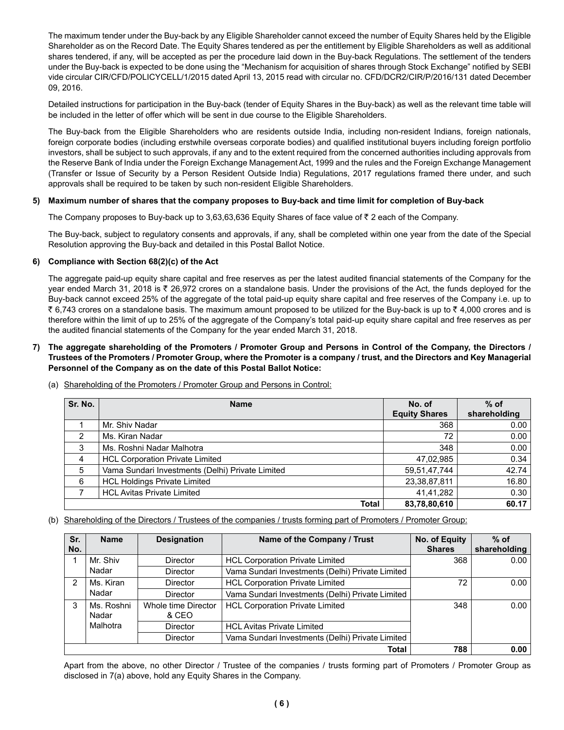The maximum tender under the Buy-back by any Eligible Shareholder cannot exceed the number of Equity Shares held by the Eligible Shareholder as on the Record Date. The Equity Shares tendered as per the entitlement by Eligible Shareholders as well as additional shares tendered, if any, will be accepted as per the procedure laid down in the Buy-back Regulations. The settlement of the tenders under the Buy-back is expected to be done using the "Mechanism for acquisition of shares through Stock Exchange" notified by SEBI vide circular CIR/CFD/POLICYCELL/1/2015 dated April 13, 2015 read with circular no. CFD/DCR2/CIR/P/2016/131 dated December 09, 2016.

Detailed instructions for participation in the Buy-back (tender of Equity Shares in the Buy-back) as well as the relevant time table will be included in the letter of offer which will be sent in due course to the Eligible Shareholders.

The Buy-back from the Eligible Shareholders who are residents outside India, including non-resident Indians, foreign nationals, foreign corporate bodies (including erstwhile overseas corporate bodies) and qualified institutional buyers including foreign portfolio investors, shall be subject to such approvals, if any and to the extent required from the concerned authorities including approvals from the Reserve Bank of India under the Foreign Exchange Management Act, 1999 and the rules and the Foreign Exchange Management (Transfer or Issue of Security by a Person Resident Outside India) Regulations, 2017 regulations framed there under, and such approvals shall be required to be taken by such non-resident Eligible Shareholders.

**5) Maximum number of shares that the company proposes to Buy-back and time limit for completion of Buy-back**

The Company proposes to Buy-back up to 3,63,63,636 Equity Shares of face value of ₹ 2 each of the Company.

The Buy-back, subject to regulatory consents and approvals, if any, shall be completed within one year from the date of the Special Resolution approving the Buy-back and detailed in this Postal Ballot Notice.

**6) Compliance with Section 68(2)(c) of the Act**

The aggregate paid-up equity share capital and free reserves as per the latest audited financial statements of the Company for the year ended March 31, 2018 is ₹ 26,972 crores on a standalone basis. Under the provisions of the Act, the funds deployed for the Buy-back cannot exceed 25% of the aggregate of the total paid-up equity share capital and free reserves of the Company i.e. up to ₹ 6,743 crores on a standalone basis. The maximum amount proposed to be utilized for the Buy-back is up to ₹ 4,000 crores and is therefore within the limit of up to 25% of the aggregate of the Company's total paid-up equity share capital and free reserves as per the audited financial statements of the Company for the year ended March 31, 2018.

**7) The aggregate shareholding of the Promoters / Promoter Group and Persons in Control of the Company, the Directors / Trustees of the Promoters / Promoter Group, where the Promoter is a company / trust, and the Directors and Key Managerial Personnel of the Company as on the date of this Postal Ballot Notice:**

(a) Shareholding of the Promoters / Promoter Group and Persons in Control:

| Sr. No. | Name | No. of Equity Shares | % of shareholding |
|---|---|---|---|
| 1 | Mr. Shiv Nadar | 368 | 0.00 |
| 2 | Ms. Kiran Nadar | 72 | 0.00 |
| 3 | Ms. Roshni Nadar Malhotra | 348 | 0.00 |
| 4 | HCL Corporation Private Limited | 47,02,985 | 0.34 |
| 5 | Vama Sundari Investments (Delhi) Private Limited | 59,51,47,744 | 42.74 |
| 6 | HCL Holdings Private Limited | 23,38,87,811 | 16.80 |
| 7 | HCL Avitas Private Limited | 41,41,282 | 0.30 |
| | **Total** | **83,78,80,610** | **60.17** |

(b) Shareholding of the Directors / Trustees of the companies / trusts forming part of Promoters / Promoter Group:

| Sr. No. | Name | Designation | Name of the Company / Trust | No. of Equity Shares | % of shareholding |
|---|---|---|---|---|---|
| 1 | Mr. Shiv Nadar | Director | HCL Corporation Private Limited | 368 | 0.00 |
| | | Director | Vama Sundari Investments (Delhi) Private Limited | | |
| 2 | Ms. Kiran Nadar | Director | HCL Corporation Private Limited | 72 | 0.00 |
| | | Director | Vama Sundari Investments (Delhi) Private Limited | | |
| 3 | Ms. Roshni Nadar Malhotra | Whole time Director & CEO | HCL Corporation Private Limited | 348 | 0.00 |
| | | Director | HCL Avitas Private Limited | | |
| | | Director | Vama Sundari Investments (Delhi) Private Limited | | |
| | | | **Total** | **788** | **0.00** |

Apart from the above, no other Director / Trustee of the companies / trusts forming part of Promoters / Promoter Group as disclosed in 7(a) above, hold any Equity Shares in the Company.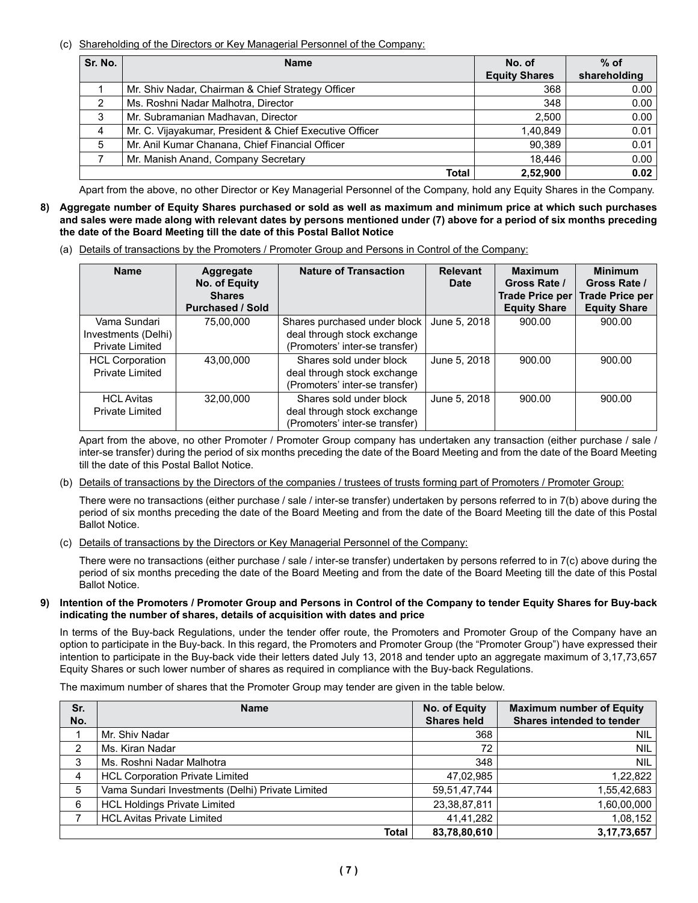(c) Shareholding of the Directors or Key Managerial Personnel of the Company:

| Sr. No. | Name | No. of Equity Shares | % of shareholding |
|---|---|---|---|
| 1 | Mr. Shiv Nadar, Chairman & Chief Strategy Officer | 368 | 0.00 |
| 2 | Ms. Roshni Nadar Malhotra, Director | 348 | 0.00 |
| 3 | Mr. Subramanian Madhavan, Director | 2,500 | 0.00 |
| 4 | Mr. C. Vijayakumar, President & Chief Executive Officer | 1,40,849 | 0.01 |
| 5 | Mr. Anil Kumar Chanana, Chief Financial Officer | 90,389 | 0.01 |
| 7 | Mr. Manish Anand, Company Secretary | 18,446 | 0.00 |
| | **Total** | **2,52,900** | **0.02** |

Apart from the above, no other Director or Key Managerial Personnel of the Company, hold any Equity Shares in the Company.

**8) Aggregate number of Equity Shares purchased or sold as well as maximum and minimum price at which such purchases and sales were made along with relevant dates by persons mentioned under (7) above for a period of six months preceding the date of the Board Meeting till the date of this Postal Ballot Notice**

(a) Details of transactions by the Promoters / Promoter Group and Persons in Control of the Company:

| Name | Aggregate No. of Equity Shares Purchased / Sold | Nature of Transaction | Relevant Date | Maximum Gross Rate / Trade Price per Equity Share | Minimum Gross Rate / Trade Price per Equity Share |
|---|---|---|---|---|---|
| Vama Sundari Investments (Delhi) Private Limited | 75,00,000 | Shares purchased under block deal through stock exchange (Promoters' inter-se transfer) | June 5, 2018 | 900.00 | 900.00 |
| HCL Corporation Private Limited | 43,00,000 | Shares sold under block deal through stock exchange (Promoters' inter-se transfer) | June 5, 2018 | 900.00 | 900.00 |
| HCL Avitas Private Limited | 32,00,000 | Shares sold under block deal through stock exchange (Promoters' inter-se transfer) | June 5, 2018 | 900.00 | 900.00 |

Apart from the above, no other Promoter / Promoter Group company has undertaken any transaction (either purchase / sale / inter-se transfer) during the period of six months preceding the date of the Board Meeting and from the date of the Board Meeting till the date of this Postal Ballot Notice.

(b) Details of transactions by the Directors of the companies / trustees of trusts forming part of Promoters / Promoter Group:

There were no transactions (either purchase / sale / inter-se transfer) undertaken by persons referred to in 7(b) above during the period of six months preceding the date of the Board Meeting and from the date of the Board Meeting till the date of this Postal Ballot Notice.

(c) Details of transactions by the Directors or Key Managerial Personnel of the Company:

There were no transactions (either purchase / sale / inter-se transfer) undertaken by persons referred to in 7(c) above during the period of six months preceding the date of the Board Meeting and from the date of the Board Meeting till the date of this Postal Ballot Notice.

**9) Intention of the Promoters / Promoter Group and Persons in Control of the Company to tender Equity Shares for Buy-back indicating the number of shares, details of acquisition with dates and price**

In terms of the Buy-back Regulations, under the tender offer route, the Promoters and Promoter Group of the Company have an option to participate in the Buy-back. In this regard, the Promoters and Promoter Group (the "Promoter Group") have expressed their intention to participate in the Buy-back vide their letters dated July 13, 2018 and tender upto an aggregate maximum of 3,17,73,657 Equity Shares or such lower number of shares as required in compliance with the Buy-back Regulations.

The maximum number of shares that the Promoter Group may tender are given in the table below.

| Sr. No. | Name | No. of Equity Shares held | Maximum number of Equity Shares intended to tender |
|---|---|---|---|
| 1 | Mr. Shiv Nadar | 368 | NIL |
| 2 | Ms. Kiran Nadar | 72 | NIL |
| 3 | Ms. Roshni Nadar Malhotra | 348 | NIL |
| 4 | HCL Corporation Private Limited | 47,02,985 | 1,22,822 |
| 5 | Vama Sundari Investments (Delhi) Private Limited | 59,51,47,744 | 1,55,42,683 |
| 6 | HCL Holdings Private Limited | 23,38,87,811 | 1,60,00,000 |
| 7 | HCL Avitas Private Limited | 41,41,282 | 1,08,152 |
| | **Total** | **83,78,80,610** | **3,17,73,657** |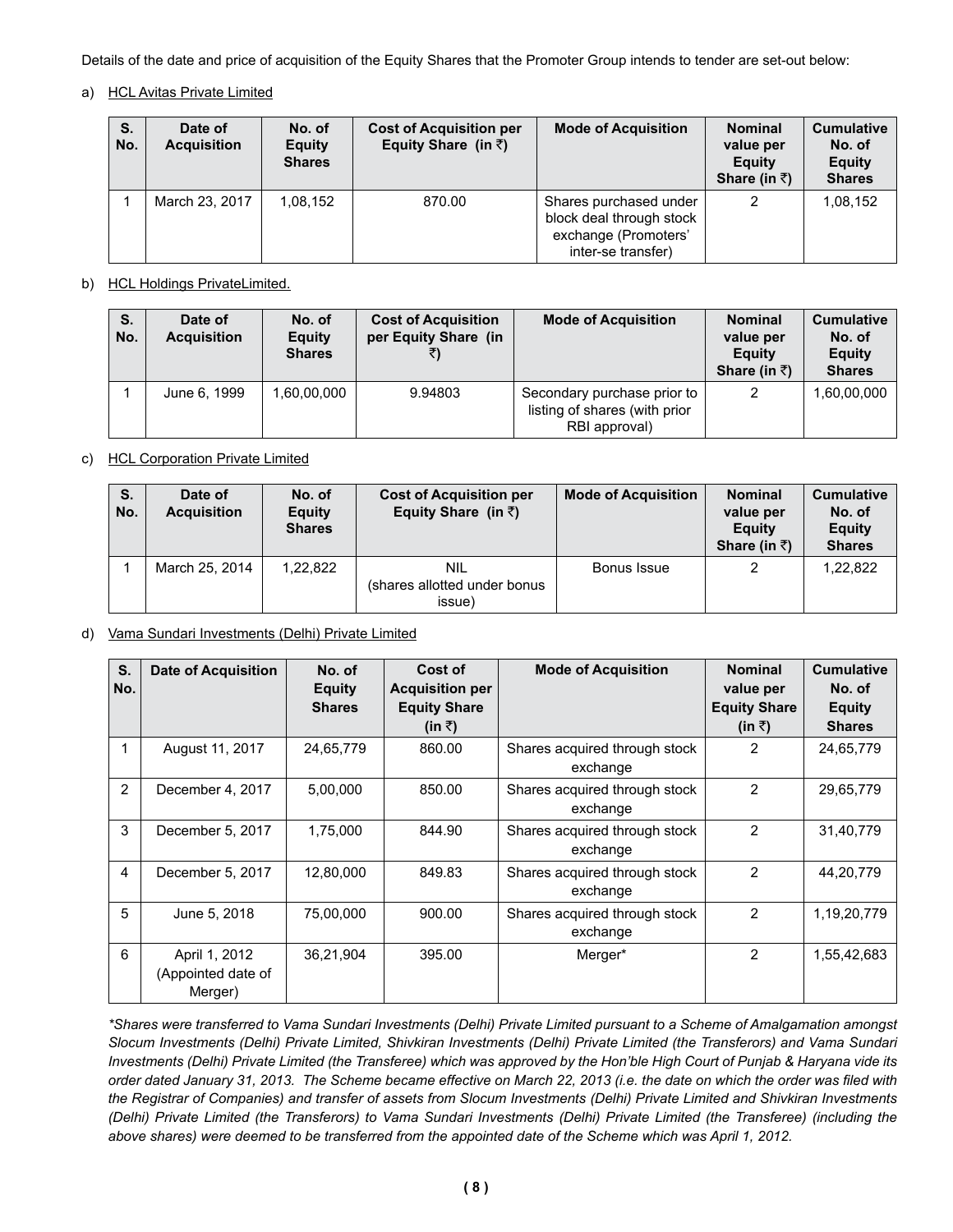Details of the date and price of acquisition of the Equity Shares that the Promoter Group intends to tender are set-out below:

a) HCL Avitas Private Limited

| S. No. | Date of Acquisition | No. of Equity Shares | Cost of Acquisition per Equity Share (in ₹) | Mode of Acquisition | Nominal value per Equity Share (in ₹) | Cumulative No. of Equity Shares |
|---|---|---|---|---|---|---|
| 1 | March 23, 2017 | 1,08,152 | 870.00 | Shares purchased under block deal through stock exchange (Promoters' inter-se transfer) | 2 | 1,08,152 |

b) HCL Holdings PrivateLimited.

| S. No. | Date of Acquisition | No. of Equity Shares | Cost of Acquisition per Equity Share (in ₹) | Mode of Acquisition | Nominal value per Equity Share (in ₹) | Cumulative No. of Equity Shares |
|---|---|---|---|---|---|---|
| 1 | June 6, 1999 | 1,60,00,000 | 9.94803 | Secondary purchase prior to listing of shares (with prior RBI approval) | 2 | 1,60,00,000 |

c) HCL Corporation Private Limited

| S. No. | Date of Acquisition | No. of Equity Shares | Cost of Acquisition per Equity Share (in ₹) | Mode of Acquisition | Nominal value per Equity Share (in ₹) | Cumulative No. of Equity Shares |
|---|---|---|---|---|---|---|
| 1 | March 25, 2014 | 1,22,822 | NIL (shares allotted under bonus issue) | Bonus Issue | 2 | 1,22,822 |

d) Vama Sundari Investments (Delhi) Private Limited

| S. No. | Date of Acquisition | No. of Equity Shares | Cost of Acquisition per Equity Share (in ₹) | Mode of Acquisition | Nominal value per Equity Share (in ₹) | Cumulative No. of Equity Shares |
|---|---|---|---|---|---|---|
| 1 | August 11, 2017 | 24,65,779 | 860.00 | Shares acquired through stock exchange | 2 | 24,65,779 |
| 2 | December 4, 2017 | 5,00,000 | 850.00 | Shares acquired through stock exchange | 2 | 29,65,779 |
| 3 | December 5, 2017 | 1,75,000 | 844.90 | Shares acquired through stock exchange | 2 | 31,40,779 |
| 4 | December 5, 2017 | 12,80,000 | 849.83 | Shares acquired through stock exchange | 2 | 44,20,779 |
| 5 | June 5, 2018 | 75,00,000 | 900.00 | Shares acquired through stock exchange | 2 | 1,19,20,779 |
| 6 | April 1, 2012 (Appointed date of Merger) | 36,21,904 | 395.00 | Merger* | 2 | 1,55,42,683 |

*\*Shares were transferred to Vama Sundari Investments (Delhi) Private Limited pursuant to a Scheme of Amalgamation amongst Slocum Investments (Delhi) Private Limited, Shivkiran Investments (Delhi) Private Limited (the Transferors) and Vama Sundari Investments (Delhi) Private Limited (the Transferee) which was approved by the Hon'ble High Court of Punjab & Haryana vide its order dated January 31, 2013. The Scheme became effective on March 22, 2013 (i.e. the date on which the order was filed with the Registrar of Companies) and transfer of assets from Slocum Investments (Delhi) Private Limited and Shivkiran Investments (Delhi) Private Limited (the Transferors) to Vama Sundari Investments (Delhi) Private Limited (the Transferee) (including the above shares) were deemed to be transferred from the appointed date of the Scheme which was April 1, 2012.*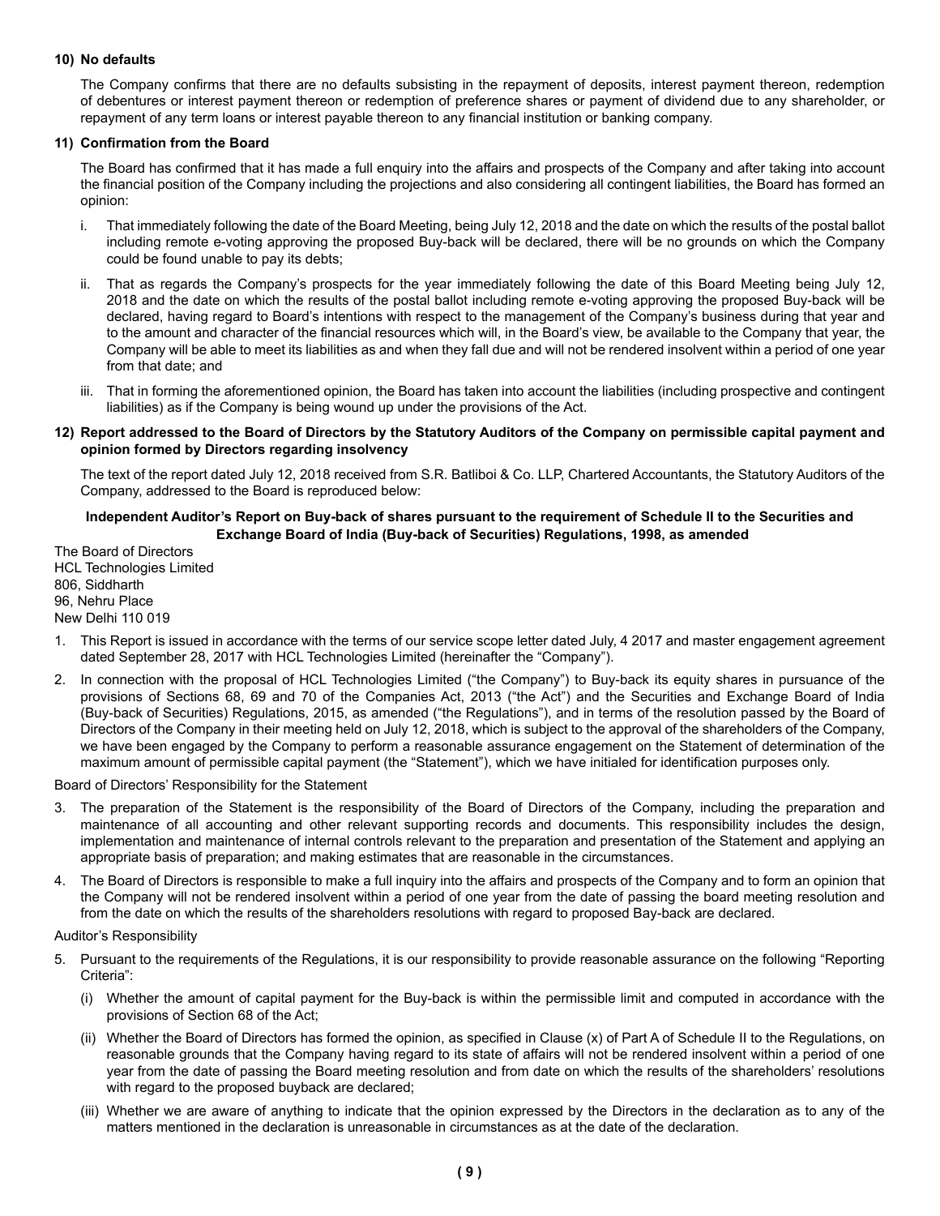**10) No defaults**

The Company confirms that there are no defaults subsisting in the repayment of deposits, interest payment thereon, redemption of debentures or interest payment thereon or redemption of preference shares or payment of dividend due to any shareholder, or repayment of any term loans or interest payable thereon to any financial institution or banking company.

**11) Confirmation from the Board**

The Board has confirmed that it has made a full enquiry into the affairs and prospects of the Company and after taking into account the financial position of the Company including the projections and also considering all contingent liabilities, the Board has formed an opinion:

i. That immediately following the date of the Board Meeting, being July 12, 2018 and the date on which the results of the postal ballot including remote e-voting approving the proposed Buy-back will be declared, there will be no grounds on which the Company could be found unable to pay its debts;

ii. That as regards the Company's prospects for the year immediately following the date of this Board Meeting being July 12, 2018 and the date on which the results of the postal ballot including remote e-voting approving the proposed Buy-back will be declared, having regard to Board's intentions with respect to the management of the Company's business during that year and to the amount and character of the financial resources which will, in the Board's view, be available to the Company that year, the Company will be able to meet its liabilities as and when they fall due and will not be rendered insolvent within a period of one year from that date; and

iii. That in forming the aforementioned opinion, the Board has taken into account the liabilities (including prospective and contingent liabilities) as if the Company is being wound up under the provisions of the Act.

**12) Report addressed to the Board of Directors by the Statutory Auditors of the Company on permissible capital payment and opinion formed by Directors regarding insolvency**

The text of the report dated July 12, 2018 received from S.R. Batliboi & Co. LLP, Chartered Accountants, the Statutory Auditors of the Company, addressed to the Board is reproduced below:

**Independent Auditor's Report on Buy-back of shares pursuant to the requirement of Schedule II to the Securities and Exchange Board of India (Buy-back of Securities) Regulations, 1998, as amended**

The Board of Directors
HCL Technologies Limited
806, Siddharth
96, Nehru Place
New Delhi 110 019

1. This Report is issued in accordance with the terms of our service scope letter dated July, 4 2017 and master engagement agreement dated September 28, 2017 with HCL Technologies Limited (hereinafter the "Company").

2. In connection with the proposal of HCL Technologies Limited ("the Company") to Buy-back its equity shares in pursuance of the provisions of Sections 68, 69 and 70 of the Companies Act, 2013 ("the Act") and the Securities and Exchange Board of India (Buy-back of Securities) Regulations, 2015, as amended ("the Regulations"), and in terms of the resolution passed by the Board of Directors of the Company in their meeting held on July 12, 2018, which is subject to the approval of the shareholders of the Company, we have been engaged by the Company to perform a reasonable assurance engagement on the Statement of determination of the maximum amount of permissible capital payment (the "Statement"), which we have initialed for identification purposes only.

Board of Directors' Responsibility for the Statement

3. The preparation of the Statement is the responsibility of the Board of Directors of the Company, including the preparation and maintenance of all accounting and other relevant supporting records and documents. This responsibility includes the design, implementation and maintenance of internal controls relevant to the preparation and presentation of the Statement and applying an appropriate basis of preparation; and making estimates that are reasonable in the circumstances.

4. The Board of Directors is responsible to make a full inquiry into the affairs and prospects of the Company and to form an opinion that the Company will not be rendered insolvent within a period of one year from the date of passing the board meeting resolution and from the date on which the results of the shareholders resolutions with regard to proposed Bay-back are declared.

Auditor's Responsibility

5. Pursuant to the requirements of the Regulations, it is our responsibility to provide reasonable assurance on the following "Reporting Criteria":

   (i) Whether the amount of capital payment for the Buy-back is within the permissible limit and computed in accordance with the provisions of Section 68 of the Act;

   (ii) Whether the Board of Directors has formed the opinion, as specified in Clause (x) of Part A of Schedule II to the Regulations, on reasonable grounds that the Company having regard to its state of affairs will not be rendered insolvent within a period of one year from the date of passing the Board meeting resolution and from date on which the results of the shareholders' resolutions with regard to the proposed buyback are declared;

   (iii) Whether we are aware of anything to indicate that the opinion expressed by the Directors in the declaration as to any of the matters mentioned in the declaration is unreasonable in circumstances as at the date of the declaration.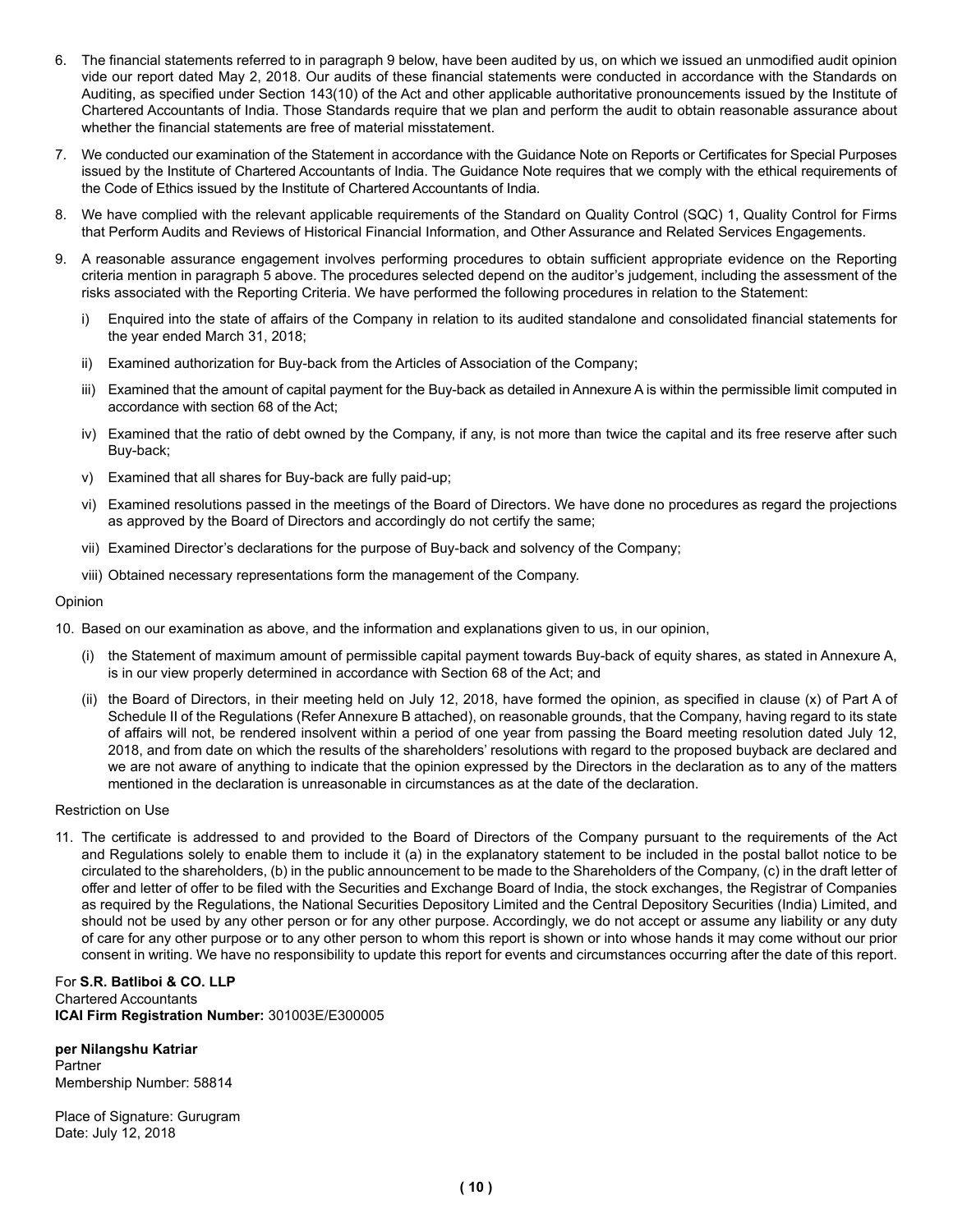6. The financial statements referred to in paragraph 9 below, have been audited by us, on which we issued an unmodified audit opinion vide our report dated May 2, 2018. Our audits of these financial statements were conducted in accordance with the Standards on Auditing, as specified under Section 143(10) of the Act and other applicable authoritative pronouncements issued by the Institute of Chartered Accountants of India. Those Standards require that we plan and perform the audit to obtain reasonable assurance about whether the financial statements are free of material misstatement.

7. We conducted our examination of the Statement in accordance with the Guidance Note on Reports or Certificates for Special Purposes issued by the Institute of Chartered Accountants of India. The Guidance Note requires that we comply with the ethical requirements of the Code of Ethics issued by the Institute of Chartered Accountants of India.

8. We have complied with the relevant applicable requirements of the Standard on Quality Control (SQC) 1, Quality Control for Firms that Perform Audits and Reviews of Historical Financial Information, and Other Assurance and Related Services Engagements.

9. A reasonable assurance engagement involves performing procedures to obtain sufficient appropriate evidence on the Reporting criteria mention in paragraph 5 above. The procedures selected depend on the auditor's judgement, including the assessment of the risks associated with the Reporting Criteria. We have performed the following procedures in relation to the Statement:

   i) Enquired into the state of affairs of the Company in relation to its audited standalone and consolidated financial statements for the year ended March 31, 2018;

   ii) Examined authorization for Buy-back from the Articles of Association of the Company;

   iii) Examined that the amount of capital payment for the Buy-back as detailed in Annexure A is within the permissible limit computed in accordance with section 68 of the Act;

   iv) Examined that the ratio of debt owned by the Company, if any, is not more than twice the capital and its free reserve after such Buy-back;

   v) Examined that all shares for Buy-back are fully paid-up;

   vi) Examined resolutions passed in the meetings of the Board of Directors. We have done no procedures as regard the projections as approved by the Board of Directors and accordingly do not certify the same;

   vii) Examined Director's declarations for the purpose of Buy-back and solvency of the Company;

   viii) Obtained necessary representations form the management of the Company.

Opinion

10. Based on our examination as above, and the information and explanations given to us, in our opinion,

   (i) the Statement of maximum amount of permissible capital payment towards Buy-back of equity shares, as stated in Annexure A, is in our view properly determined in accordance with Section 68 of the Act; and

   (ii) the Board of Directors, in their meeting held on July 12, 2018, have formed the opinion, as specified in clause (x) of Part A of Schedule II of the Regulations (Refer Annexure B attached), on reasonable grounds, that the Company, having regard to its state of affairs will not, be rendered insolvent within a period of one year from passing the Board meeting resolution dated July 12, 2018, and from date on which the results of the shareholders' resolutions with regard to the proposed buyback are declared and we are not aware of anything to indicate that the opinion expressed by the Directors in the declaration as to any of the matters mentioned in the declaration is unreasonable in circumstances as at the date of the declaration.

Restriction on Use

11. The certificate is addressed to and provided to the Board of Directors of the Company pursuant to the requirements of the Act and Regulations solely to enable them to include it (a) in the explanatory statement to be included in the postal ballot notice to be circulated to the shareholders, (b) in the public announcement to be made to the Shareholders of the Company, (c) in the draft letter of offer and letter of offer to be filed with the Securities and Exchange Board of India, the stock exchanges, the Registrar of Companies as required by the Regulations, the National Securities Depository Limited and the Central Depository Securities (India) Limited, and should not be used by any other person or for any other purpose. Accordingly, we do not accept or assume any liability or any duty of care for any other purpose or to any other person to whom this report is shown or into whose hands it may come without our prior consent in writing. We have no responsibility to update this report for events and circumstances occurring after the date of this report.

For **S.R. Batliboi & CO. LLP**
Chartered Accountants
**ICAI Firm Registration Number:** 301003E/E300005

**per Nilangshu Katriar**
Partner
Membership Number: 58814

Place of Signature: Gurugram
Date: July 12, 2018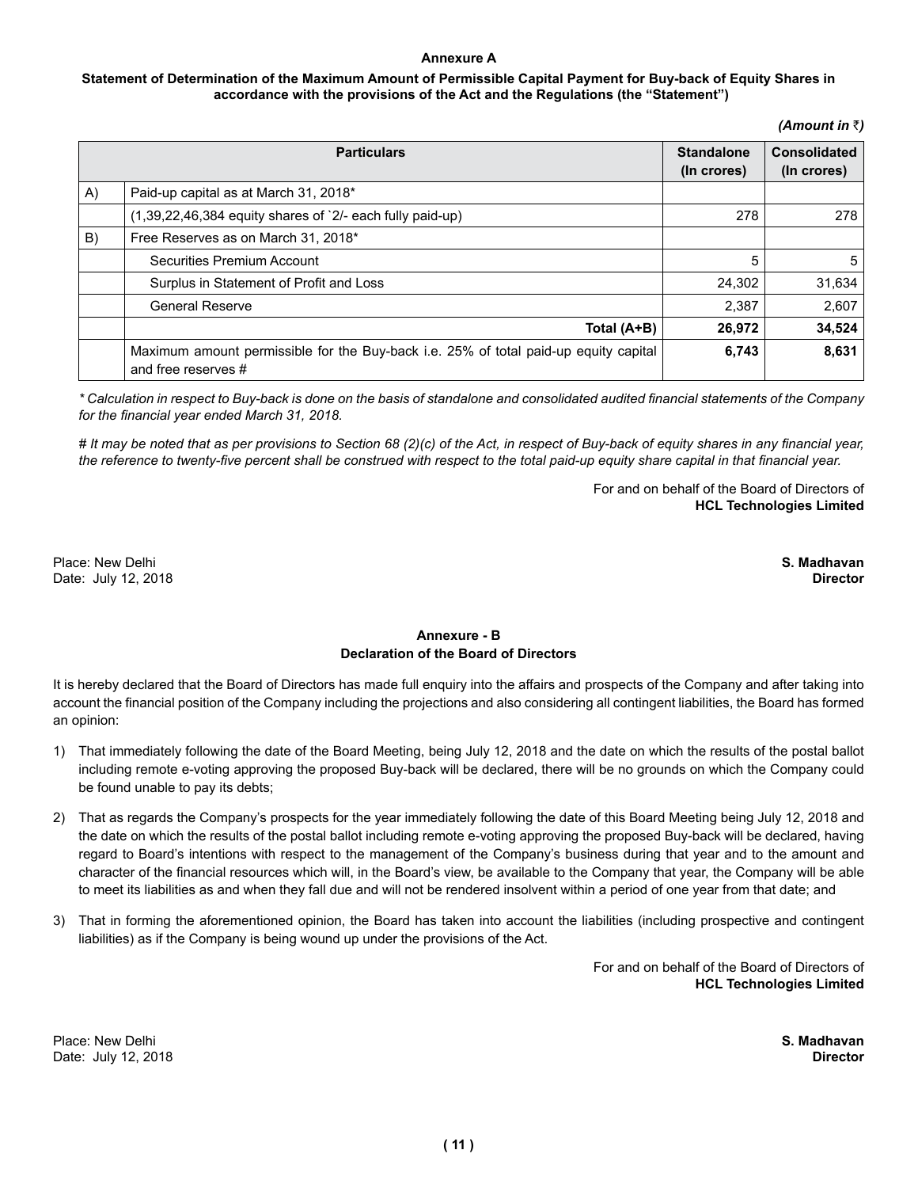### Annexure A

**Statement of Determination of the Maximum Amount of Permissible Capital Payment for Buy-back of Equity Shares in accordance with the provisions of the Act and the Regulations (the "Statement")**

*(Amount in ₹)*

| | Particulars | Standalone (In crores) | Consolidated (In crores) |
|---|---|---|---|
| A) | Paid-up capital as at March 31, 2018* | | |
| | (1,39,22,46,384 equity shares of `2/- each fully paid-up) | 278 | 278 |
| B) | Free Reserves as on March 31, 2018* | | |
| | Securities Premium Account | 5 | 5 |
| | Surplus in Statement of Profit and Loss | 24,302 | 31,634 |
| | General Reserve | 2,387 | 2,607 |
| | **Total (A+B)** | **26,972** | **34,524** |
| | Maximum amount permissible for the Buy-back i.e. 25% of total paid-up equity capital and free reserves # | **6,743** | **8,631** |

*\* Calculation in respect to Buy-back is done on the basis of standalone and consolidated audited financial statements of the Company for the financial year ended March 31, 2018.*

*# It may be noted that as per provisions to Section 68 (2)(c) of the Act, in respect of Buy-back of equity shares in any financial year, the reference to twenty-five percent shall be construed with respect to the total paid-up equity share capital in that financial year.*

For and on behalf of the Board of Directors of
**HCL Technologies Limited**

Place: New Delhi
Date: July 12, 2018

**S. Madhavan**
**Director**

### Annexure - B
### Declaration of the Board of Directors

It is hereby declared that the Board of Directors has made full enquiry into the affairs and prospects of the Company and after taking into account the financial position of the Company including the projections and also considering all contingent liabilities, the Board has formed an opinion:

1) That immediately following the date of the Board Meeting, being July 12, 2018 and the date on which the results of the postal ballot including remote e-voting approving the proposed Buy-back will be declared, there will be no grounds on which the Company could be found unable to pay its debts;

2) That as regards the Company's prospects for the year immediately following the date of this Board Meeting being July 12, 2018 and the date on which the results of the postal ballot including remote e-voting approving the proposed Buy-back will be declared, having regard to Board's intentions with respect to the management of the Company's business during that year and to the amount and character of the financial resources which will, in the Board's view, be available to the Company that year, the Company will be able to meet its liabilities as and when they fall due and will not be rendered insolvent within a period of one year from that date; and

3) That in forming the aforementioned opinion, the Board has taken into account the liabilities (including prospective and contingent liabilities) as if the Company is being wound up under the provisions of the Act.

For and on behalf of the Board of Directors of
**HCL Technologies Limited**

Place: New Delhi
Date: July 12, 2018

**S. Madhavan**
**Director**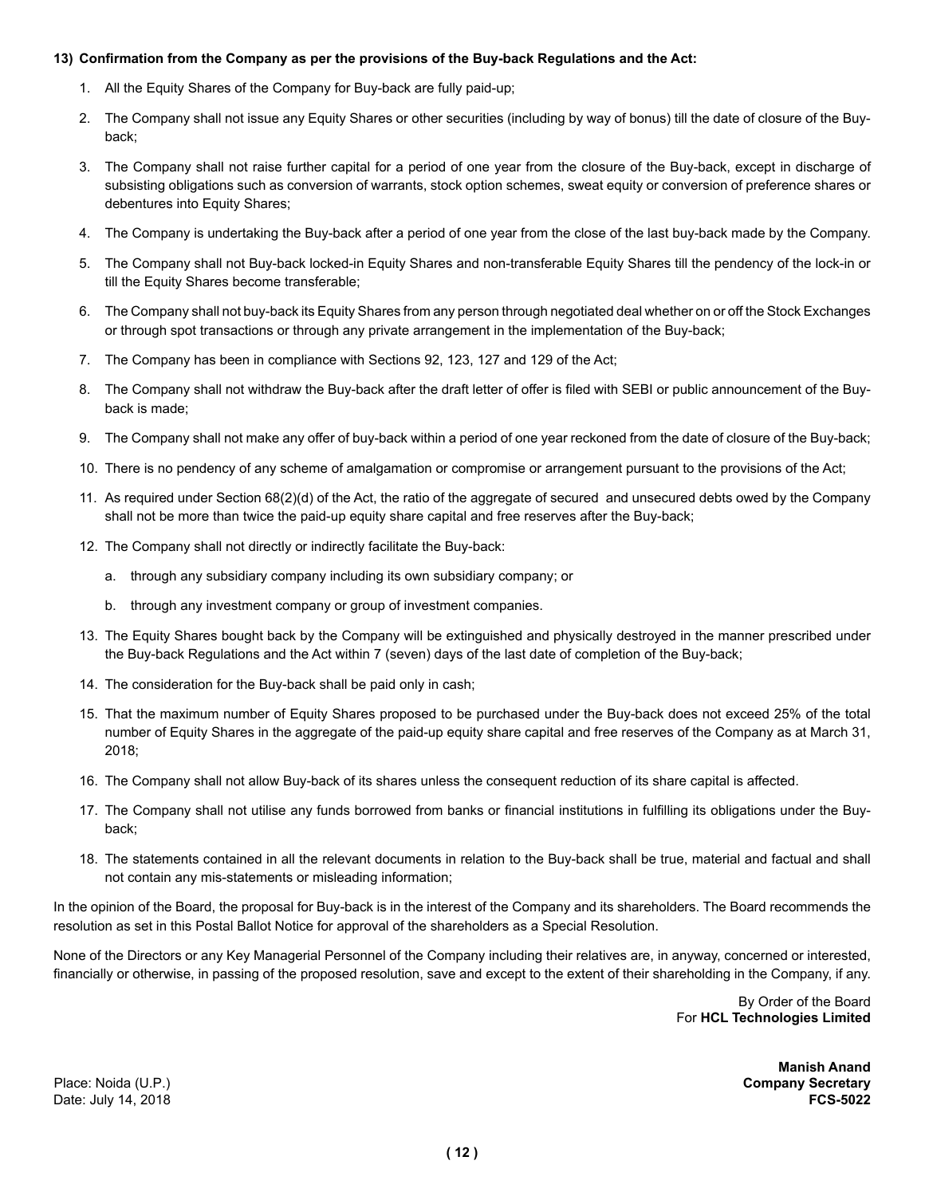**13) Confirmation from the Company as per the provisions of the Buy-back Regulations and the Act:**

1. All the Equity Shares of the Company for Buy-back are fully paid-up;
2. The Company shall not issue any Equity Shares or other securities (including by way of bonus) till the date of closure of the Buy-back;
3. The Company shall not raise further capital for a period of one year from the closure of the Buy-back, except in discharge of subsisting obligations such as conversion of warrants, stock option schemes, sweat equity or conversion of preference shares or debentures into Equity Shares;
4. The Company is undertaking the Buy-back after a period of one year from the close of the last buy-back made by the Company.
5. The Company shall not Buy-back locked-in Equity Shares and non-transferable Equity Shares till the pendency of the lock-in or till the Equity Shares become transferable;
6. The Company shall not buy-back its Equity Shares from any person through negotiated deal whether on or off the Stock Exchanges or through spot transactions or through any private arrangement in the implementation of the Buy-back;
7. The Company has been in compliance with Sections 92, 123, 127 and 129 of the Act;
8. The Company shall not withdraw the Buy-back after the draft letter of offer is filed with SEBI or public announcement of the Buy-back is made;
9. The Company shall not make any offer of buy-back within a period of one year reckoned from the date of closure of the Buy-back;
10. There is no pendency of any scheme of amalgamation or compromise or arrangement pursuant to the provisions of the Act;
11. As required under Section 68(2)(d) of the Act, the ratio of the aggregate of secured and unsecured debts owed by the Company shall not be more than twice the paid-up equity share capital and free reserves after the Buy-back;
12. The Company shall not directly or indirectly facilitate the Buy-back:
    a. through any subsidiary company including its own subsidiary company; or
    b. through any investment company or group of investment companies.
13. The Equity Shares bought back by the Company will be extinguished and physically destroyed in the manner prescribed under the Buy-back Regulations and the Act within 7 (seven) days of the last date of completion of the Buy-back;
14. The consideration for the Buy-back shall be paid only in cash;
15. That the maximum number of Equity Shares proposed to be purchased under the Buy-back does not exceed 25% of the total number of Equity Shares in the aggregate of the paid-up equity share capital and free reserves of the Company as at March 31, 2018;
16. The Company shall not allow Buy-back of its shares unless the consequent reduction of its share capital is affected.
17. The Company shall not utilise any funds borrowed from banks or financial institutions in fulfilling its obligations under the Buy-back;
18. The statements contained in all the relevant documents in relation to the Buy-back shall be true, material and factual and shall not contain any mis-statements or misleading information;

In the opinion of the Board, the proposal for Buy-back is in the interest of the Company and its shareholders. The Board recommends the resolution as set in this Postal Ballot Notice for approval of the shareholders as a Special Resolution.

None of the Directors or any Key Managerial Personnel of the Company including their relatives are, in anyway, concerned or interested, financially or otherwise, in passing of the proposed resolution, save and except to the extent of their shareholding in the Company, if any.

By Order of the Board
For **HCL Technologies Limited**

**Manish Anand**
**Company Secretary**
**FCS-5022**

Place: Noida (U.P.)
Date: July 14, 2018